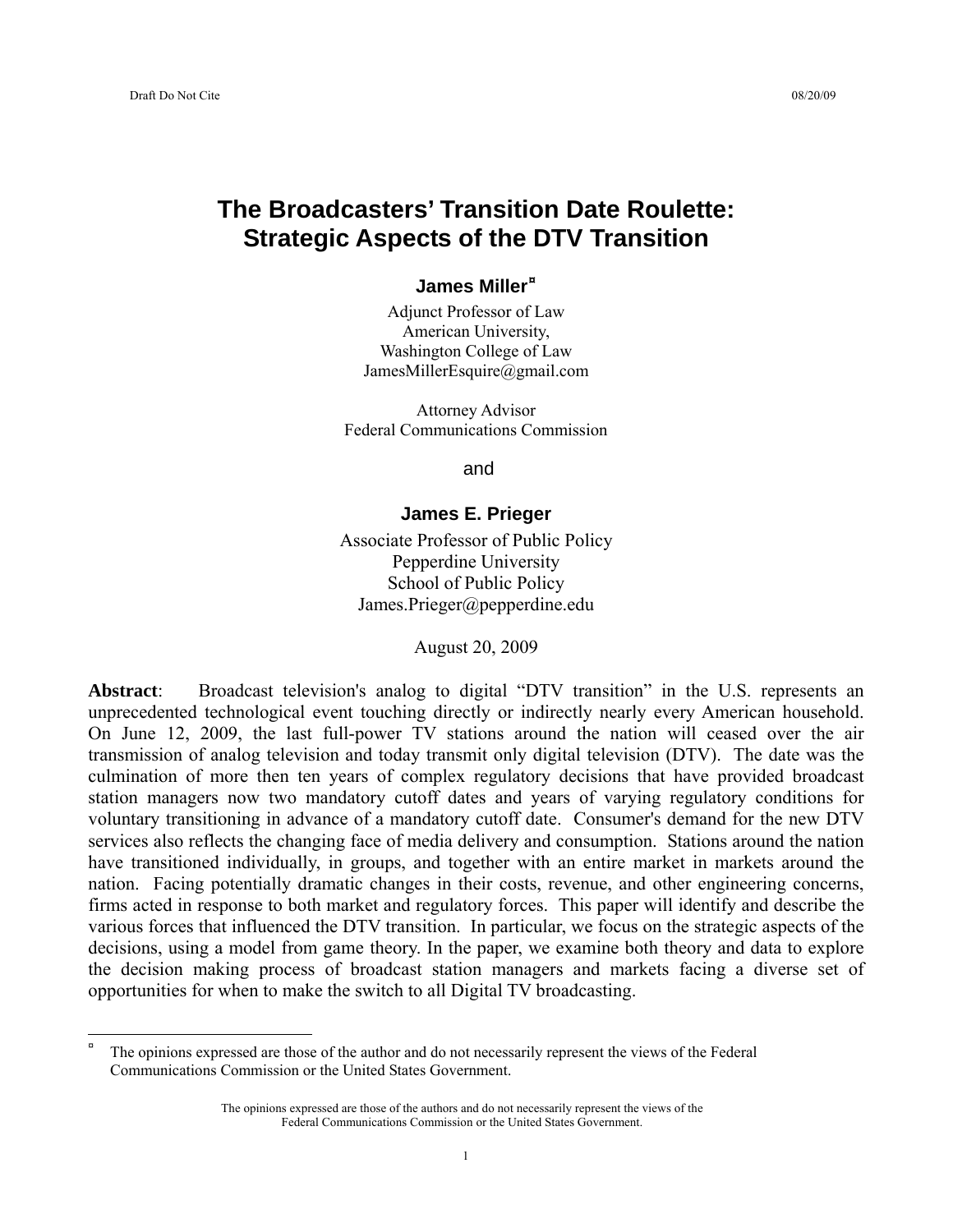# The Broadcasters' Transition Date Roulette: Strategic Aspects of the DTV Transition

**James Miller**[¤]

Adjunct Professor of Law
American University,
Washington College of Law
JamesMillerEsquire@gmail.com

Attorney Advisor
Federal Communications Commission

and

**James E. Prieger**

Associate Professor of Public Policy
Pepperdine University
School of Public Policy
James.Prieger@pepperdine.edu

August 20, 2009

**Abstract**: Broadcast television's analog to digital "DTV transition" in the U.S. represents an unprecedented technological event touching directly or indirectly nearly every American household. On June 12, 2009, the last full-power TV stations around the nation will ceased over the air transmission of analog television and today transmit only digital television (DTV). The date was the culmination of more then ten years of complex regulatory decisions that have provided broadcast station managers now two mandatory cutoff dates and years of varying regulatory conditions for voluntary transitioning in advance of a mandatory cutoff date. Consumer's demand for the new DTV services also reflects the changing face of media delivery and consumption. Stations around the nation have transitioned individually, in groups, and together with an entire market in markets around the nation. Facing potentially dramatic changes in their costs, revenue, and other engineering concerns, firms acted in response to both market and regulatory forces. This paper will identify and describe the various forces that influenced the DTV transition. In particular, we focus on the strategic aspects of the decisions, using a model from game theory. In the paper, we examine both theory and data to explore the decision making process of broadcast station managers and markets facing a diverse set of opportunities for when to make the switch to all Digital TV broadcasting.

---

[¤] The opinions expressed are those of the author and do not necessarily represent the views of the Federal Communications Commission or the United States Government.

The opinions expressed are those of the authors and do not necessarily represent the views of the Federal Communications Commission or the United States Government.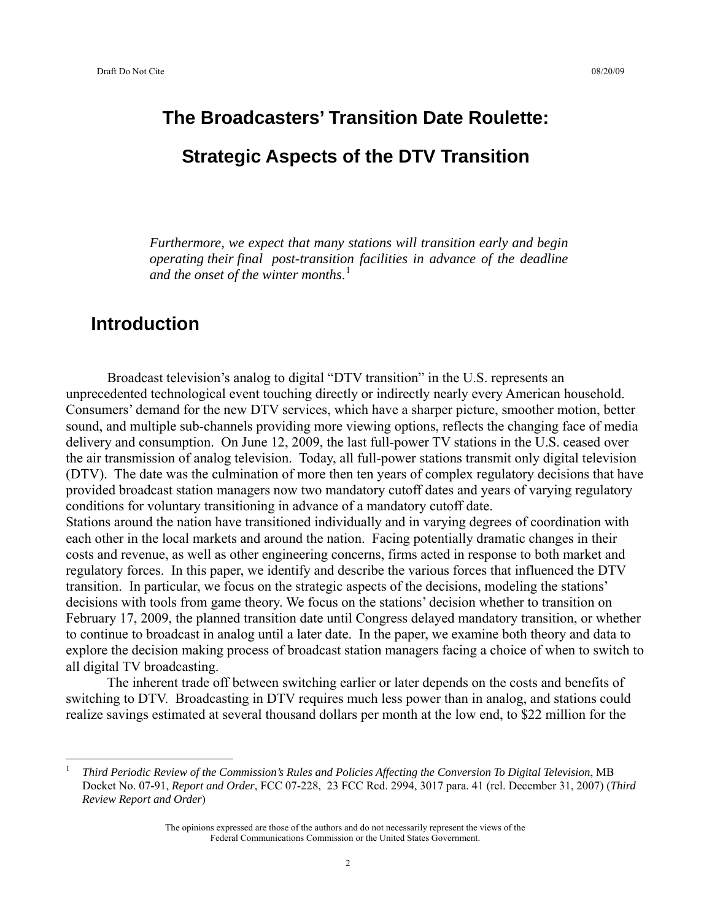# The Broadcasters' Transition Date Roulette:

# Strategic Aspects of the DTV Transition

> *Furthermore, we expect that many stations will transition early and begin operating their final post-transition facilities in advance of the deadline and the onset of the winter months*.[1]

## Introduction

Broadcast television's analog to digital "DTV transition" in the U.S. represents an unprecedented technological event touching directly or indirectly nearly every American household. Consumers' demand for the new DTV services, which have a sharper picture, smoother motion, better sound, and multiple sub-channels providing more viewing options, reflects the changing face of media delivery and consumption. On June 12, 2009, the last full-power TV stations in the U.S. ceased over the air transmission of analog television. Today, all full-power stations transmit only digital television (DTV). The date was the culmination of more then ten years of complex regulatory decisions that have provided broadcast station managers now two mandatory cutoff dates and years of varying regulatory conditions for voluntary transitioning in advance of a mandatory cutoff date.
Stations around the nation have transitioned individually and in varying degrees of coordination with each other in the local markets and around the nation. Facing potentially dramatic changes in their costs and revenue, as well as other engineering concerns, firms acted in response to both market and regulatory forces. In this paper, we identify and describe the various forces that influenced the DTV transition. In particular, we focus on the strategic aspects of the decisions, modeling the stations' decisions with tools from game theory. We focus on the stations' decision whether to transition on February 17, 2009, the planned transition date until Congress delayed mandatory transition, or whether to continue to broadcast in analog until a later date. In the paper, we examine both theory and data to explore the decision making process of broadcast station managers facing a choice of when to switch to all digital TV broadcasting.

The inherent trade off between switching earlier or later depends on the costs and benefits of switching to DTV. Broadcasting in DTV requires much less power than in analog, and stations could realize savings estimated at several thousand dollars per month at the low end, to $22 million for the

---

[1] *Third Periodic Review of the Commission's Rules and Policies Affecting the Conversion To Digital Television*, MB Docket No. 07-91, *Report and Order*, FCC 07-228, 23 FCC Rcd. 2994, 3017 para. 41 (rel. December 31, 2007) (*Third Review Report and Order*)

The opinions expressed are those of the authors and do not necessarily represent the views of the Federal Communications Commission or the United States Government.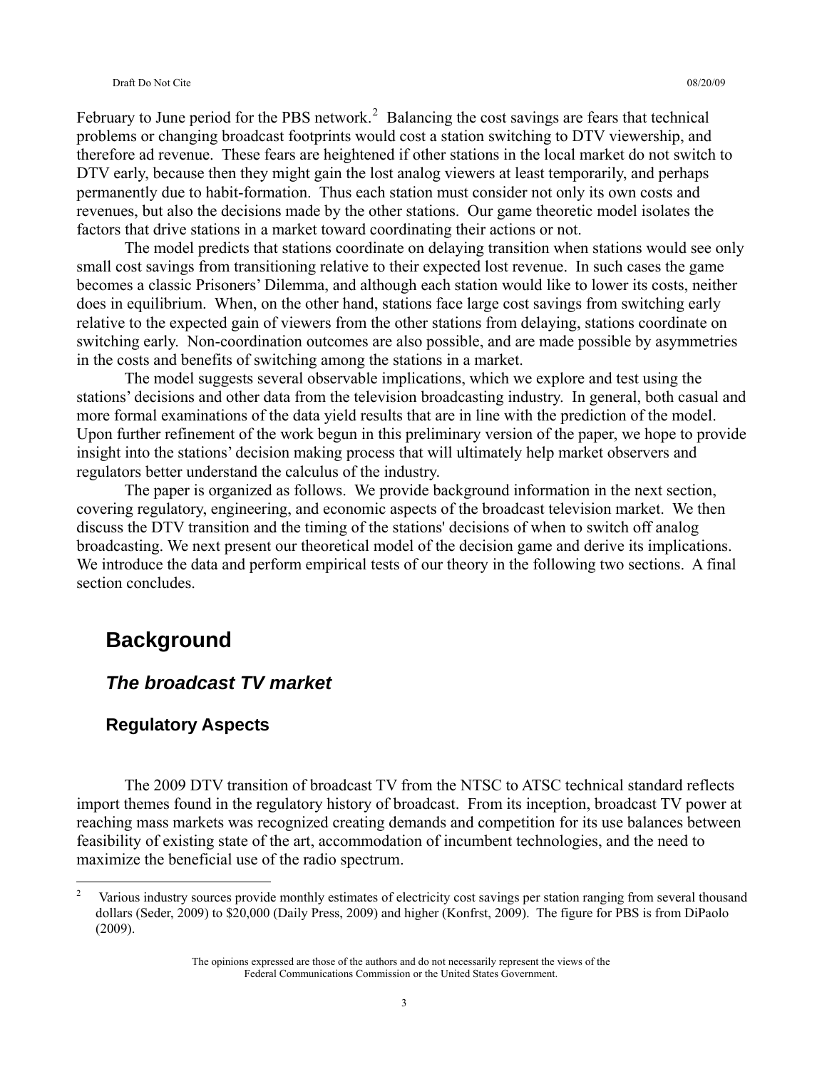February to June period for the PBS network.[2] Balancing the cost savings are fears that technical problems or changing broadcast footprints would cost a station switching to DTV viewership, and therefore ad revenue. These fears are heightened if other stations in the local market do not switch to DTV early, because then they might gain the lost analog viewers at least temporarily, and perhaps permanently due to habit-formation. Thus each station must consider not only its own costs and revenues, but also the decisions made by the other stations. Our game theoretic model isolates the factors that drive stations in a market toward coordinating their actions or not.

The model predicts that stations coordinate on delaying transition when stations would see only small cost savings from transitioning relative to their expected lost revenue. In such cases the game becomes a classic Prisoners' Dilemma, and although each station would like to lower its costs, neither does in equilibrium. When, on the other hand, stations face large cost savings from switching early relative to the expected gain of viewers from the other stations from delaying, stations coordinate on switching early. Non-coordination outcomes are also possible, and are made possible by asymmetries in the costs and benefits of switching among the stations in a market.

The model suggests several observable implications, which we explore and test using the stations' decisions and other data from the television broadcasting industry. In general, both casual and more formal examinations of the data yield results that are in line with the prediction of the model. Upon further refinement of the work begun in this preliminary version of the paper, we hope to provide insight into the stations' decision making process that will ultimately help market observers and regulators better understand the calculus of the industry.

The paper is organized as follows. We provide background information in the next section, covering regulatory, engineering, and economic aspects of the broadcast television market. We then discuss the DTV transition and the timing of the stations' decisions of when to switch off analog broadcasting. We next present our theoretical model of the decision game and derive its implications. We introduce the data and perform empirical tests of our theory in the following two sections. A final section concludes.

# Background

## *The broadcast TV market*

### Regulatory Aspects

The 2009 DTV transition of broadcast TV from the NTSC to ATSC technical standard reflects import themes found in the regulatory history of broadcast. From its inception, broadcast TV power at reaching mass markets was recognized creating demands and competition for its use balances between feasibility of existing state of the art, accommodation of incumbent technologies, and the need to maximize the beneficial use of the radio spectrum.

[2] Various industry sources provide monthly estimates of electricity cost savings per station ranging from several thousand dollars (Seder, 2009) to $20,000 (Daily Press, 2009) and higher (Konfrst, 2009). The figure for PBS is from DiPaolo (2009).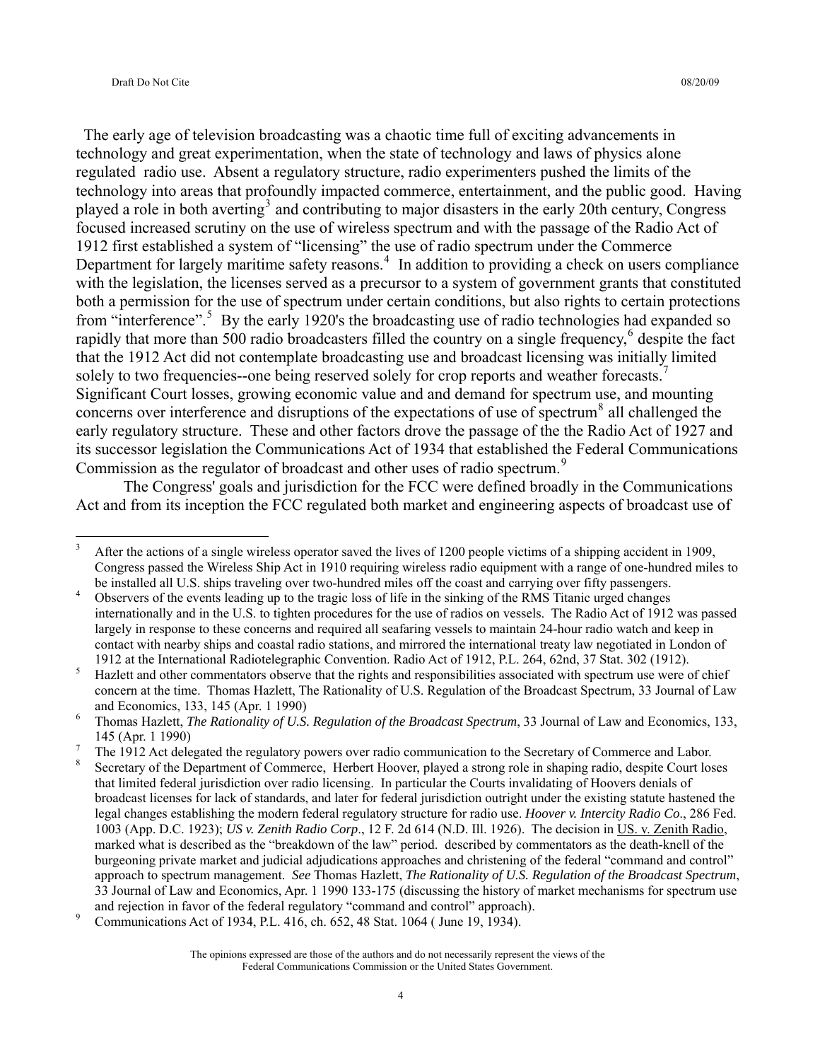The early age of television broadcasting was a chaotic time full of exciting advancements in technology and great experimentation, when the state of technology and laws of physics alone regulated radio use. Absent a regulatory structure, radio experimenters pushed the limits of the technology into areas that profoundly impacted commerce, entertainment, and the public good. Having played a role in both averting[3] and contributing to major disasters in the early 20th century, Congress focused increased scrutiny on the use of wireless spectrum and with the passage of the Radio Act of 1912 first established a system of "licensing" the use of radio spectrum under the Commerce Department for largely maritime safety reasons.[4] In addition to providing a check on users compliance with the legislation, the licenses served as a precursor to a system of government grants that constituted both a permission for the use of spectrum under certain conditions, but also rights to certain protections from "interference".[5] By the early 1920's the broadcasting use of radio technologies had expanded so rapidly that more than 500 radio broadcasters filled the country on a single frequency,[6] despite the fact that the 1912 Act did not contemplate broadcasting use and broadcast licensing was initially limited solely to two frequencies--one being reserved solely for crop reports and weather forecasts.[7] Significant Court losses, growing economic value and and demand for spectrum use, and mounting concerns over interference and disruptions of the expectations of use of spectrum[8] all challenged the early regulatory structure. These and other factors drove the passage of the the Radio Act of 1927 and its successor legislation the Communications Act of 1934 that established the Federal Communications Commission as the regulator of broadcast and other uses of radio spectrum.[9]

The Congress' goals and jurisdiction for the FCC were defined broadly in the Communications Act and from its inception the FCC regulated both market and engineering aspects of broadcast use of

---

[3] After the actions of a single wireless operator saved the lives of 1200 people victims of a shipping accident in 1909, Congress passed the Wireless Ship Act in 1910 requiring wireless radio equipment with a range of one-hundred miles to be installed all U.S. ships traveling over two-hundred miles off the coast and carrying over fifty passengers.

[4] Observers of the events leading up to the tragic loss of life in the sinking of the RMS Titanic urged changes internationally and in the U.S. to tighten procedures for the use of radios on vessels. The Radio Act of 1912 was passed largely in response to these concerns and required all seafaring vessels to maintain 24-hour radio watch and keep in contact with nearby ships and coastal radio stations, and mirrored the international treaty law negotiated in London of 1912 at the International Radiotelegraphic Convention. Radio Act of 1912, P.L. 264, 62nd, 37 Stat. 302 (1912).

[5] Hazlett and other commentators observe that the rights and responsibilities associated with spectrum use were of chief concern at the time. Thomas Hazlett, The Rationality of U.S. Regulation of the Broadcast Spectrum, 33 Journal of Law and Economics, 133, 145 (Apr. 1 1990)

[6] Thomas Hazlett, *The Rationality of U.S. Regulation of the Broadcast Spectrum*, 33 Journal of Law and Economics, 133, 145 (Apr. 1 1990)

[7] The 1912 Act delegated the regulatory powers over radio communication to the Secretary of Commerce and Labor.

[8] Secretary of the Department of Commerce, Herbert Hoover, played a strong role in shaping radio, despite Court loses that limited federal jurisdiction over radio licensing. In particular the Courts invalidating of Hoovers denials of broadcast licenses for lack of standards, and later for federal jurisdiction outright under the existing statute hastened the legal changes establishing the modern federal regulatory structure for radio use. *Hoover v. Intercity Radio Co*., 286 Fed. 1003 (App. D.C. 1923); *US v. Zenith Radio Corp*., 12 F. 2d 614 (N.D. Ill. 1926). The decision in US. v. Zenith Radio, marked what is described as the "breakdown of the law" period. described by commentators as the death-knell of the burgeoning private market and judicial adjudications approaches and christening of the federal "command and control" approach to spectrum management. *See* Thomas Hazlett, *The Rationality of U.S. Regulation of the Broadcast Spectrum*, 33 Journal of Law and Economics, Apr. 1 1990 133-175 (discussing the history of market mechanisms for spectrum use and rejection in favor of the federal regulatory "command and control" approach).

[9] Communications Act of 1934, P.L. 416, ch. 652, 48 Stat. 1064 ( June 19, 1934).

The opinions expressed are those of the authors and do not necessarily represent the views of the Federal Communications Commission or the United States Government.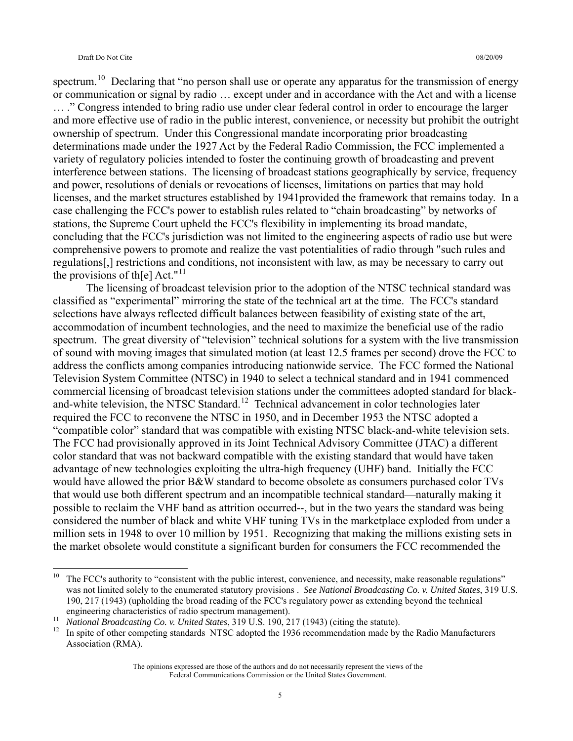spectrum.[10] Declaring that "no person shall use or operate any apparatus for the transmission of energy or communication or signal by radio … except under and in accordance with the Act and with a license … ." Congress intended to bring radio use under clear federal control in order to encourage the larger and more effective use of radio in the public interest, convenience, or necessity but prohibit the outright ownership of spectrum. Under this Congressional mandate incorporating prior broadcasting determinations made under the 1927 Act by the Federal Radio Commission, the FCC implemented a variety of regulatory policies intended to foster the continuing growth of broadcasting and prevent interference between stations. The licensing of broadcast stations geographically by service, frequency and power, resolutions of denials or revocations of licenses, limitations on parties that may hold licenses, and the market structures established by 1941provided the framework that remains today. In a case challenging the FCC's power to establish rules related to "chain broadcasting" by networks of stations, the Supreme Court upheld the FCC's flexibility in implementing its broad mandate, concluding that the FCC's jurisdiction was not limited to the engineering aspects of radio use but were comprehensive powers to promote and realize the vast potentialities of radio through "such rules and regulations[,] restrictions and conditions, not inconsistent with law, as may be necessary to carry out the provisions of th[e] Act."[11]

The licensing of broadcast television prior to the adoption of the NTSC technical standard was classified as "experimental" mirroring the state of the technical art at the time. The FCC's standard selections have always reflected difficult balances between feasibility of existing state of the art, accommodation of incumbent technologies, and the need to maximize the beneficial use of the radio spectrum. The great diversity of "television" technical solutions for a system with the live transmission of sound with moving images that simulated motion (at least 12.5 frames per second) drove the FCC to address the conflicts among companies introducing nationwide service. The FCC formed the National Television System Committee (NTSC) in 1940 to select a technical standard and in 1941 commenced commercial licensing of broadcast television stations under the committees adopted standard for black-and-white television, the NTSC Standard.[12] Technical advancement in color technologies later required the FCC to reconvene the NTSC in 1950, and in December 1953 the NTSC adopted a "compatible color" standard that was compatible with existing NTSC black-and-white television sets. The FCC had provisionally approved in its Joint Technical Advisory Committee (JTAC) a different color standard that was not backward compatible with the existing standard that would have taken advantage of new technologies exploiting the ultra-high frequency (UHF) band. Initially the FCC would have allowed the prior B&W standard to become obsolete as consumers purchased color TVs that would use both different spectrum and an incompatible technical standard—naturally making it possible to reclaim the VHF band as attrition occurred--, but in the two years the standard was being considered the number of black and white VHF tuning TVs in the marketplace exploded from under a million sets in 1948 to over 10 million by 1951. Recognizing that making the millions existing sets in the market obsolete would constitute a significant burden for consumers the FCC recommended the

---

[10] The FCC's authority to "consistent with the public interest, convenience, and necessity, make reasonable regulations" was not limited solely to the enumerated statutory provisions . *See National Broadcasting Co. v. United States*, 319 U.S. 190, 217 (1943) (upholding the broad reading of the FCC's regulatory power as extending beyond the technical engineering characteristics of radio spectrum management).

[11] *National Broadcasting Co. v. United States*, 319 U.S. 190, 217 (1943) (citing the statute).

[12] In spite of other competing standards NTSC adopted the 1936 recommendation made by the Radio Manufacturers Association (RMA).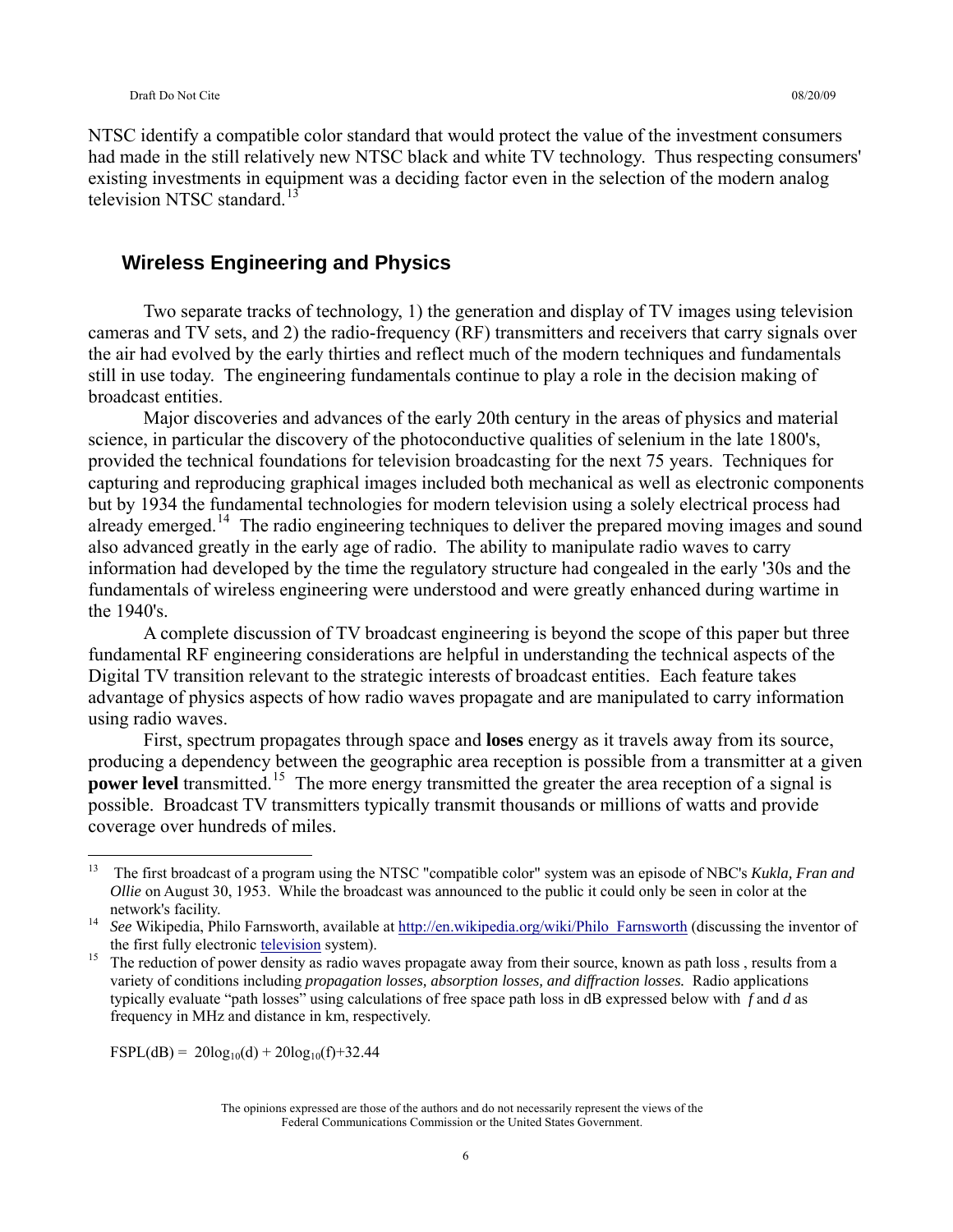NTSC identify a compatible color standard that would protect the value of the investment consumers had made in the still relatively new NTSC black and white TV technology. Thus respecting consumers' existing investments in equipment was a deciding factor even in the selection of the modern analog television NTSC standard.[13]

## Wireless Engineering and Physics

Two separate tracks of technology, 1) the generation and display of TV images using television cameras and TV sets, and 2) the radio-frequency (RF) transmitters and receivers that carry signals over the air had evolved by the early thirties and reflect much of the modern techniques and fundamentals still in use today. The engineering fundamentals continue to play a role in the decision making of broadcast entities.

Major discoveries and advances of the early 20th century in the areas of physics and material science, in particular the discovery of the photoconductive qualities of selenium in the late 1800's, provided the technical foundations for television broadcasting for the next 75 years. Techniques for capturing and reproducing graphical images included both mechanical as well as electronic components but by 1934 the fundamental technologies for modern television using a solely electrical process had already emerged.[14] The radio engineering techniques to deliver the prepared moving images and sound also advanced greatly in the early age of radio. The ability to manipulate radio waves to carry information had developed by the time the regulatory structure had congealed in the early '30s and the fundamentals of wireless engineering were understood and were greatly enhanced during wartime in the 1940's.

A complete discussion of TV broadcast engineering is beyond the scope of this paper but three fundamental RF engineering considerations are helpful in understanding the technical aspects of the Digital TV transition relevant to the strategic interests of broadcast entities. Each feature takes advantage of physics aspects of how radio waves propagate and are manipulated to carry information using radio waves.

First, spectrum propagates through space and **loses** energy as it travels away from its source, producing a dependency between the geographic area reception is possible from a transmitter at a given **power level** transmitted.[15] The more energy transmitted the greater the area reception of a signal is possible. Broadcast TV transmitters typically transmit thousands or millions of watts and provide coverage over hundreds of miles.

---

[13] The first broadcast of a program using the NTSC "compatible color" system was an episode of NBC's *Kukla, Fran and Ollie* on August 30, 1953. While the broadcast was announced to the public it could only be seen in color at the network's facility.

[14] *See* Wikipedia, Philo Farnsworth, available at http://en.wikipedia.org/wiki/Philo_Farnsworth (discussing the inventor of the first fully electronic television system).

[15] The reduction of power density as radio waves propagate away from their source, known as path loss , results from a variety of conditions including *propagation losses, absorption losses, and diffraction losses.* Radio applications typically evaluate "path losses" using calculations of free space path loss in dB expressed below with $f$ and $d$ as frequency in MHz and distance in km, respectively.

$$FSPL(dB) = 20\log_{10}(d) + 20\log_{10}(f) + 32.44$$

The opinions expressed are those of the authors and do not necessarily represent the views of the Federal Communications Commission or the United States Government.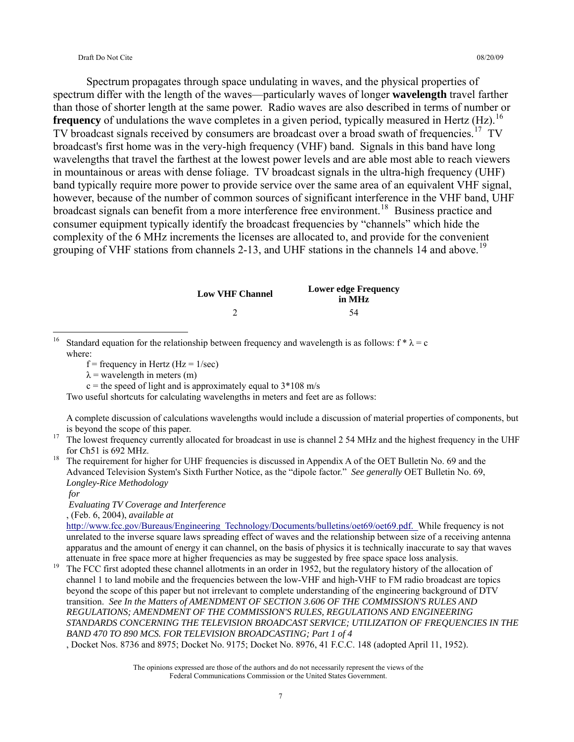Spectrum propagates through space undulating in waves, and the physical properties of spectrum differ with the length of the waves—particularly waves of longer **wavelength** travel farther than those of shorter length at the same power. Radio waves are also described in terms of number or **frequency** of undulations the wave completes in a given period, typically measured in Hertz (Hz).[16] TV broadcast signals received by consumers are broadcast over a broad swath of frequencies.[17] TV broadcast's first home was in the very-high frequency (VHF) band. Signals in this band have long wavelengths that travel the farthest at the lowest power levels and are able most able to reach viewers in mountainous or areas with dense foliage. TV broadcast signals in the ultra-high frequency (UHF) band typically require more power to provide service over the same area of an equivalent VHF signal, however, because of the number of common sources of significant interference in the VHF band, UHF broadcast signals can benefit from a more interference free environment.[18] Business practice and consumer equipment typically identify the broadcast frequencies by "channels" which hide the complexity of the 6 MHz increments the licenses are allocated to, and provide for the convenient grouping of VHF stations from channels 2-13, and UHF stations in the channels 14 and above.[19]

| Low VHF Channel | Lower edge Frequency in MHz |
|---|---|
| 2 | 54 |

---

[16] Standard equation for the relationship between frequency and wavelength is as follows: $f * \lambda = c$ where:

$f$ = frequency in Hertz (Hz = 1/sec)

$\lambda$ = wavelength in meters (m)

$c$ = the speed of light and is approximately equal to $3*108$ m/s

Two useful shortcuts for calculating wavelengths in meters and feet are as follows:

A complete discussion of calculations wavelengths would include a discussion of material properties of components, but is beyond the scope of this paper.

[17] The lowest frequency currently allocated for broadcast in use is channel 2 54 MHz and the highest frequency in the UHF for Ch51 is 692 MHz.

[18] The requirement for higher for UHF frequencies is discussed in Appendix A of the OET Bulletin No. 69 and the Advanced Television System's Sixth Further Notice, as the "dipole factor." *See generally* OET Bulletin No. 69, *Longley-Rice Methodology for Evaluating TV Coverage and Interference*, (Feb. 6, 2004), *available at* http://www.fcc.gov/Bureaus/Engineering_Technology/Documents/bulletins/oet69/oet69.pdf. While frequency is not unrelated to the inverse square laws spreading effect of waves and the relationship between size of a receiving antenna apparatus and the amount of energy it can channel, on the basis of physics it is technically inaccurate to say that waves attenuate in free space more at higher frequencies as may be suggested by free space space loss analysis.

[19] The FCC first adopted these channel allotments in an order in 1952, but the regulatory history of the allocation of channel 1 to land mobile and the frequencies between the low-VHF and high-VHF to FM radio broadcast are topics beyond the scope of this paper but not irrelevant to complete understanding of the engineering background of DTV transition. *See In the Matters of AMENDMENT OF SECTION 3.606 OF THE COMMISSION'S RULES AND REGULATIONS; AMENDMENT OF THE COMMISSION'S RULES, REGULATIONS AND ENGINEERING STANDARDS CONCERNING THE TELEVISION BROADCAST SERVICE; UTILIZATION OF FREQUENCIES IN THE BAND 470 TO 890 MCS. FOR TELEVISION BROADCASTING; Part 1 of 4*, Docket Nos. 8736 and 8975; Docket No. 9175; Docket No. 8976, 41 F.C.C. 148 (adopted April 11, 1952).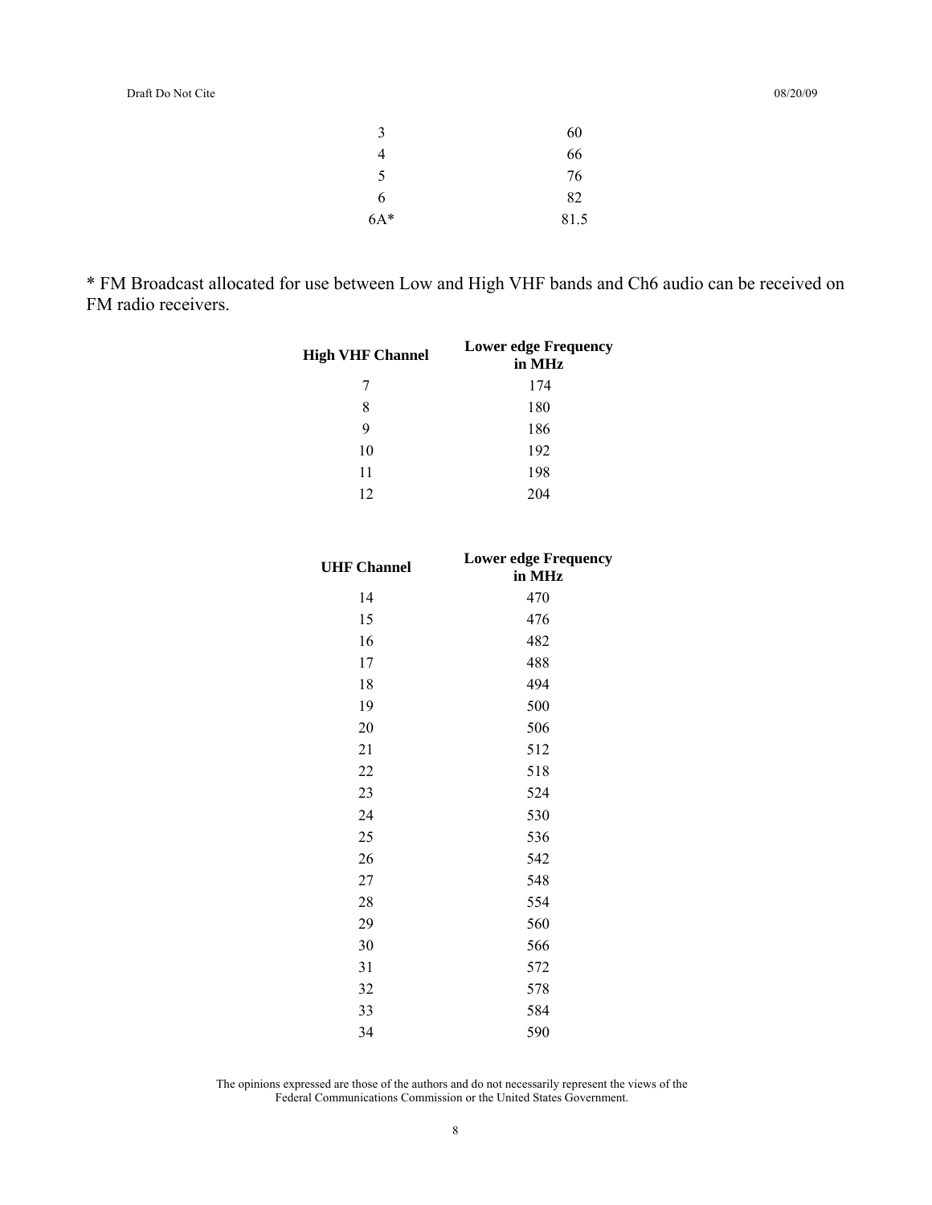| | |
|---|---|
| 3 | 60 |
| 4 | 66 |
| 5 | 76 |
| 6 | 82 |
| 6A* | 81.5 |

* FM Broadcast allocated for use between Low and High VHF bands and Ch6 audio can be received on FM radio receivers.

| High VHF Channel | Lower edge Frequency in MHz |
|---|---|
| 7 | 174 |
| 8 | 180 |
| 9 | 186 |
| 10 | 192 |
| 11 | 198 |
| 12 | 204 |

| UHF Channel | Lower edge Frequency in MHz |
|---|---|
| 14 | 470 |
| 15 | 476 |
| 16 | 482 |
| 17 | 488 |
| 18 | 494 |
| 19 | 500 |
| 20 | 506 |
| 21 | 512 |
| 22 | 518 |
| 23 | 524 |
| 24 | 530 |
| 25 | 536 |
| 26 | 542 |
| 27 | 548 |
| 28 | 554 |
| 29 | 560 |
| 30 | 566 |
| 31 | 572 |
| 32 | 578 |
| 33 | 584 |
| 34 | 590 |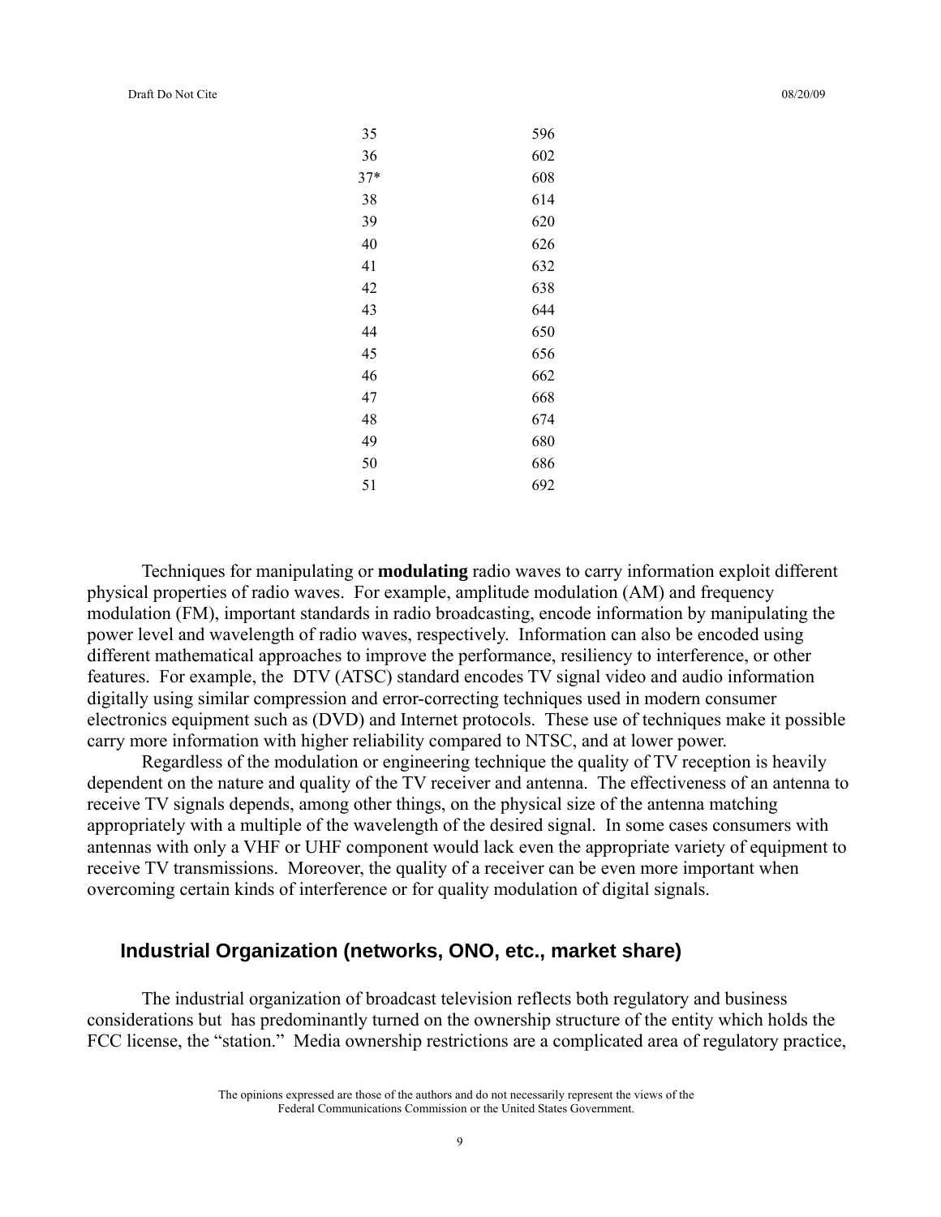| | |
|---|---|
| 35 | 596 |
| 36 | 602 |
| 37* | 608 |
| 38 | 614 |
| 39 | 620 |
| 40 | 626 |
| 41 | 632 |
| 42 | 638 |
| 43 | 644 |
| 44 | 650 |
| 45 | 656 |
| 46 | 662 |
| 47 | 668 |
| 48 | 674 |
| 49 | 680 |
| 50 | 686 |
| 51 | 692 |

Techniques for manipulating or **modulating** radio waves to carry information exploit different physical properties of radio waves. For example, amplitude modulation (AM) and frequency modulation (FM), important standards in radio broadcasting, encode information by manipulating the power level and wavelength of radio waves, respectively. Information can also be encoded using different mathematical approaches to improve the performance, resiliency to interference, or other features. For example, the DTV (ATSC) standard encodes TV signal video and audio information digitally using similar compression and error-correcting techniques used in modern consumer electronics equipment such as (DVD) and Internet protocols. These use of techniques make it possible carry more information with higher reliability compared to NTSC, and at lower power.

Regardless of the modulation or engineering technique the quality of TV reception is heavily dependent on the nature and quality of the TV receiver and antenna. The effectiveness of an antenna to receive TV signals depends, among other things, on the physical size of the antenna matching appropriately with a multiple of the wavelength of the desired signal. In some cases consumers with antennas with only a VHF or UHF component would lack even the appropriate variety of equipment to receive TV transmissions. Moreover, the quality of a receiver can be even more important when overcoming certain kinds of interference or for quality modulation of digital signals.

## Industrial Organization (networks, ONO, etc., market share)

The industrial organization of broadcast television reflects both regulatory and business considerations but has predominantly turned on the ownership structure of the entity which holds the FCC license, the "station." Media ownership restrictions are a complicated area of regulatory practice,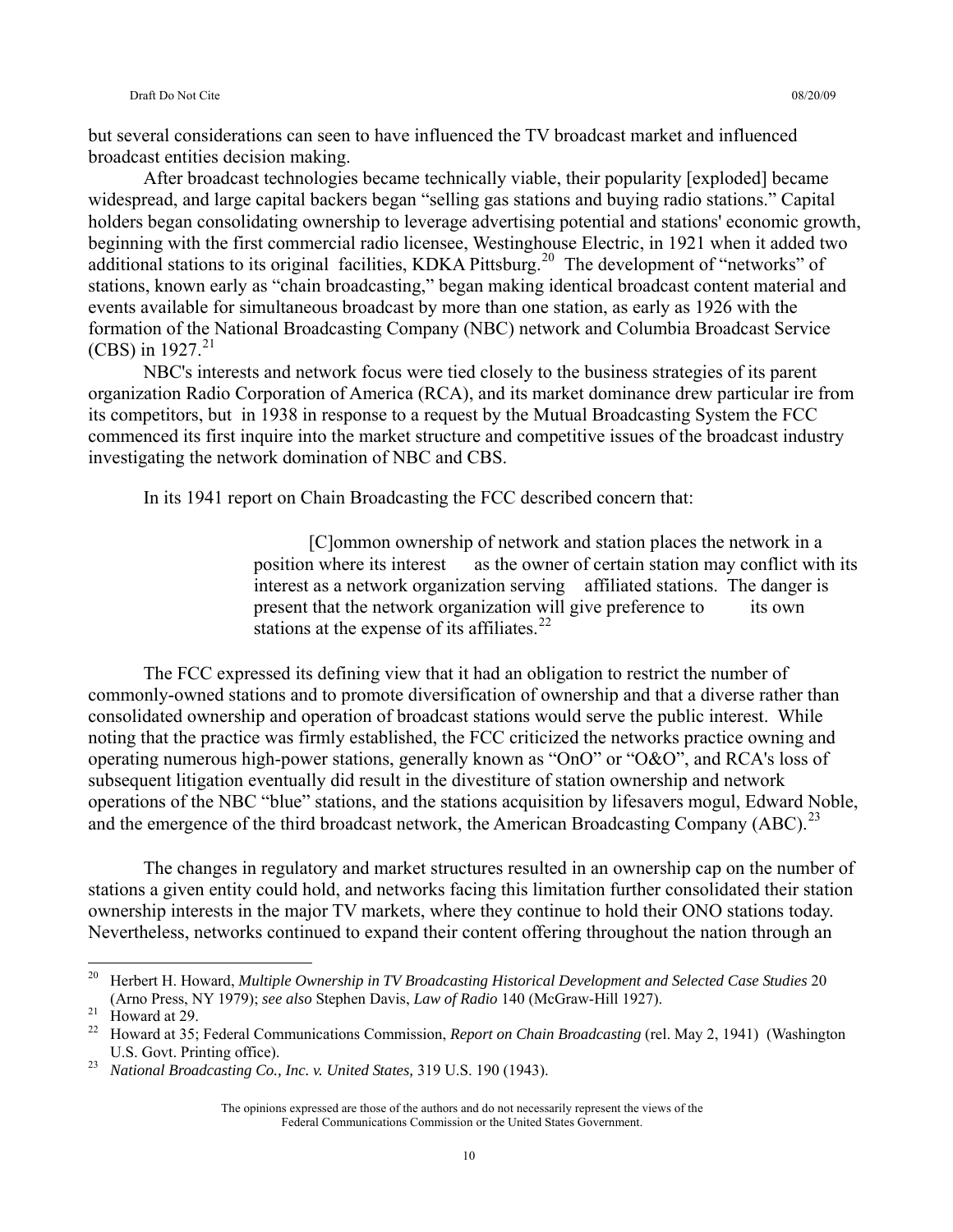but several considerations can seen to have influenced the TV broadcast market and influenced broadcast entities decision making.

After broadcast technologies became technically viable, their popularity [exploded] became widespread, and large capital backers began "selling gas stations and buying radio stations." Capital holders began consolidating ownership to leverage advertising potential and stations' economic growth, beginning with the first commercial radio licensee, Westinghouse Electric, in 1921 when it added two additional stations to its original facilities, KDKA Pittsburg.[20] The development of "networks" of stations, known early as "chain broadcasting," began making identical broadcast content material and events available for simultaneous broadcast by more than one station, as early as 1926 with the formation of the National Broadcasting Company (NBC) network and Columbia Broadcast Service (CBS) in 1927.[21]

NBC's interests and network focus were tied closely to the business strategies of its parent organization Radio Corporation of America (RCA), and its market dominance drew particular ire from its competitors, but in 1938 in response to a request by the Mutual Broadcasting System the FCC commenced its first inquire into the market structure and competitive issues of the broadcast industry investigating the network domination of NBC and CBS.

In its 1941 report on Chain Broadcasting the FCC described concern that:

> [C]ommon ownership of network and station places the network in a position where its interest as the owner of certain station may conflict with its interest as a network organization serving affiliated stations. The danger is present that the network organization will give preference to its own stations at the expense of its affiliates.[22]

The FCC expressed its defining view that it had an obligation to restrict the number of commonly-owned stations and to promote diversification of ownership and that a diverse rather than consolidated ownership and operation of broadcast stations would serve the public interest. While noting that the practice was firmly established, the FCC criticized the networks practice owning and operating numerous high-power stations, generally known as "OnO" or "O&O", and RCA's loss of subsequent litigation eventually did result in the divestiture of station ownership and network operations of the NBC "blue" stations, and the stations acquisition by lifesavers mogul, Edward Noble, and the emergence of the third broadcast network, the American Broadcasting Company (ABC).[23]

The changes in regulatory and market structures resulted in an ownership cap on the number of stations a given entity could hold, and networks facing this limitation further consolidated their station ownership interests in the major TV markets, where they continue to hold their ONO stations today. Nevertheless, networks continued to expand their content offering throughout the nation through an

---

[20] Herbert H. Howard, *Multiple Ownership in TV Broadcasting Historical Development and Selected Case Studies* 20 (Arno Press, NY 1979); *see also* Stephen Davis, *Law of Radio* 140 (McGraw-Hill 1927).

[21] Howard at 29.

[22] Howard at 35; Federal Communications Commission, *Report on Chain Broadcasting* (rel. May 2, 1941) (Washington U.S. Govt. Printing office).

[23] *National Broadcasting Co., Inc. v. United States,* 319 U.S. 190 (1943).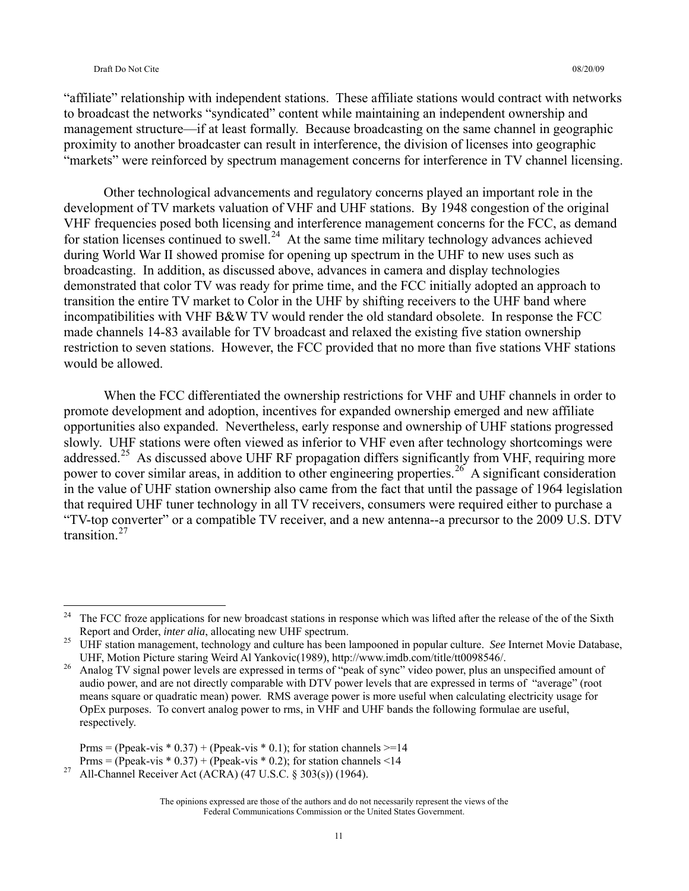"affiliate" relationship with independent stations. These affiliate stations would contract with networks to broadcast the networks "syndicated" content while maintaining an independent ownership and management structure—if at least formally. Because broadcasting on the same channel in geographic proximity to another broadcaster can result in interference, the division of licenses into geographic "markets" were reinforced by spectrum management concerns for interference in TV channel licensing.

Other technological advancements and regulatory concerns played an important role in the development of TV markets valuation of VHF and UHF stations. By 1948 congestion of the original VHF frequencies posed both licensing and interference management concerns for the FCC, as demand for station licenses continued to swell.[24] At the same time military technology advances achieved during World War II showed promise for opening up spectrum in the UHF to new uses such as broadcasting. In addition, as discussed above, advances in camera and display technologies demonstrated that color TV was ready for prime time, and the FCC initially adopted an approach to transition the entire TV market to Color in the UHF by shifting receivers to the UHF band where incompatibilities with VHF B&W TV would render the old standard obsolete. In response the FCC made channels 14-83 available for TV broadcast and relaxed the existing five station ownership restriction to seven stations. However, the FCC provided that no more than five stations VHF stations would be allowed.

When the FCC differentiated the ownership restrictions for VHF and UHF channels in order to promote development and adoption, incentives for expanded ownership emerged and new affiliate opportunities also expanded. Nevertheless, early response and ownership of UHF stations progressed slowly. UHF stations were often viewed as inferior to VHF even after technology shortcomings were addressed.[25] As discussed above UHF RF propagation differs significantly from VHF, requiring more power to cover similar areas, in addition to other engineering properties.[26] A significant consideration in the value of UHF station ownership also came from the fact that until the passage of 1964 legislation that required UHF tuner technology in all TV receivers, consumers were required either to purchase a "TV-top converter" or a compatible TV receiver, and a new antenna--a precursor to the 2009 U.S. DTV transition.[27]

---

[24] The FCC froze applications for new broadcast stations in response which was lifted after the release of the of the Sixth Report and Order, *inter alia*, allocating new UHF spectrum.

[25] UHF station management, technology and culture has been lampooned in popular culture. *See* Internet Movie Database, UHF, Motion Picture staring Weird Al Yankovic(1989), http://www.imdb.com/title/tt0098546/.

[26] Analog TV signal power levels are expressed in terms of "peak of sync" video power, plus an unspecified amount of audio power, and are not directly comparable with DTV power levels that are expressed in terms of "average" (root means square or quadratic mean) power. RMS average power is more useful when calculating electricity usage for OpEx purposes. To convert analog power to rms, in VHF and UHF bands the following formulae are useful, respectively.

$P_{rms} = (P_{peak\text{-}vis} * 0.37) + (P_{peak\text{-}vis} * 0.1)$; for station channels >=14

$P_{rms} = (P_{peak\text{-}vis} * 0.37) + (P_{peak\text{-}vis} * 0.2)$; for station channels <14

[27] All-Channel Receiver Act (ACRA) (47 U.S.C. § 303(s)) (1964).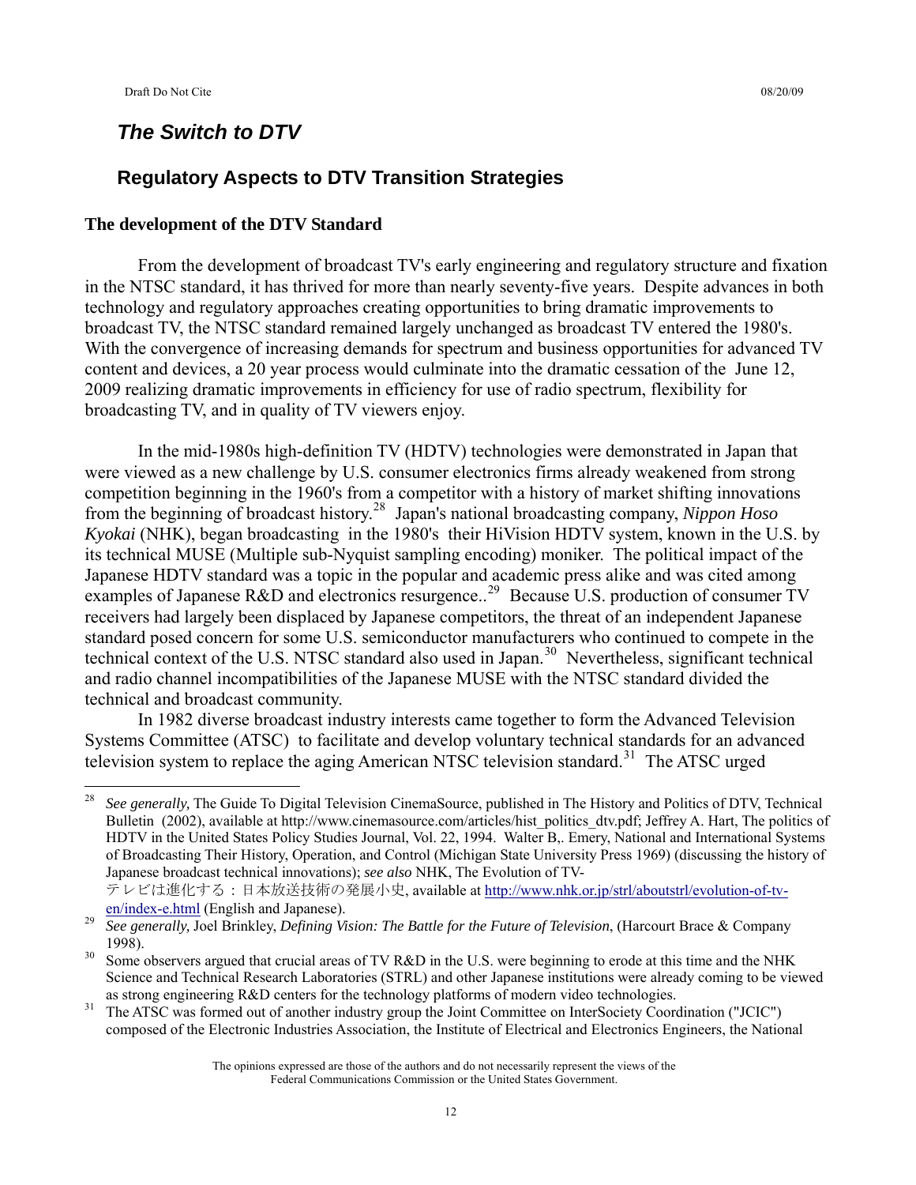## *The Switch to DTV*

### Regulatory Aspects to DTV Transition Strategies

#### The development of the DTV Standard

From the development of broadcast TV's early engineering and regulatory structure and fixation in the NTSC standard, it has thrived for more than nearly seventy-five years. Despite advances in both technology and regulatory approaches creating opportunities to bring dramatic improvements to broadcast TV, the NTSC standard remained largely unchanged as broadcast TV entered the 1980's. With the convergence of increasing demands for spectrum and business opportunities for advanced TV content and devices, a 20 year process would culminate into the dramatic cessation of the June 12, 2009 realizing dramatic improvements in efficiency for use of radio spectrum, flexibility for broadcasting TV, and in quality of TV viewers enjoy.

In the mid-1980s high-definition TV (HDTV) technologies were demonstrated in Japan that were viewed as a new challenge by U.S. consumer electronics firms already weakened from strong competition beginning in the 1960's from a competitor with a history of market shifting innovations from the beginning of broadcast history.[28] Japan's national broadcasting company, *Nippon Hoso Kyokai* (NHK), began broadcasting in the 1980's their HiVision HDTV system, known in the U.S. by its technical MUSE (Multiple sub-Nyquist sampling encoding) moniker. The political impact of the Japanese HDTV standard was a topic in the popular and academic press alike and was cited among examples of Japanese R&D and electronics resurgence..[29] Because U.S. production of consumer TV receivers had largely been displaced by Japanese competitors, the threat of an independent Japanese standard posed concern for some U.S. semiconductor manufacturers who continued to compete in the technical context of the U.S. NTSC standard also used in Japan.[30] Nevertheless, significant technical and radio channel incompatibilities of the Japanese MUSE with the NTSC standard divided the technical and broadcast community.

In 1982 diverse broadcast industry interests came together to form the Advanced Television Systems Committee (ATSC) to facilitate and develop voluntary technical standards for an advanced television system to replace the aging American NTSC television standard.[31] The ATSC urged

---

[28] *See generally,* The Guide To Digital Television CinemaSource, published in The History and Politics of DTV, Technical Bulletin (2002), available at http://www.cinemasource.com/articles/hist_politics_dtv.pdf; Jeffrey A. Hart, The politics of HDTV in the United States Policy Studies Journal, Vol. 22, 1994. Walter B,. Emery, National and International Systems of Broadcasting Their History, Operation, and Control (Michigan State University Press 1969) (discussing the history of Japanese broadcast technical innovations); *see also* NHK, The Evolution of TV- テレビは進化する：日本放送技術の発展小史, available at http://www.nhk.or.jp/strl/aboutstrl/evolution-of-tv-en/index-e.html (English and Japanese).

[29] *See generally,* Joel Brinkley, *Defining Vision: The Battle for the Future of Television*, (Harcourt Brace & Company 1998).

[30] Some observers argued that crucial areas of TV R&D in the U.S. were beginning to erode at this time and the NHK Science and Technical Research Laboratories (STRL) and other Japanese institutions were already coming to be viewed as strong engineering R&D centers for the technology platforms of modern video technologies.

[31] The ATSC was formed out of another industry group the Joint Committee on InterSociety Coordination ("JCIC") composed of the Electronic Industries Association, the Institute of Electrical and Electronics Engineers, the National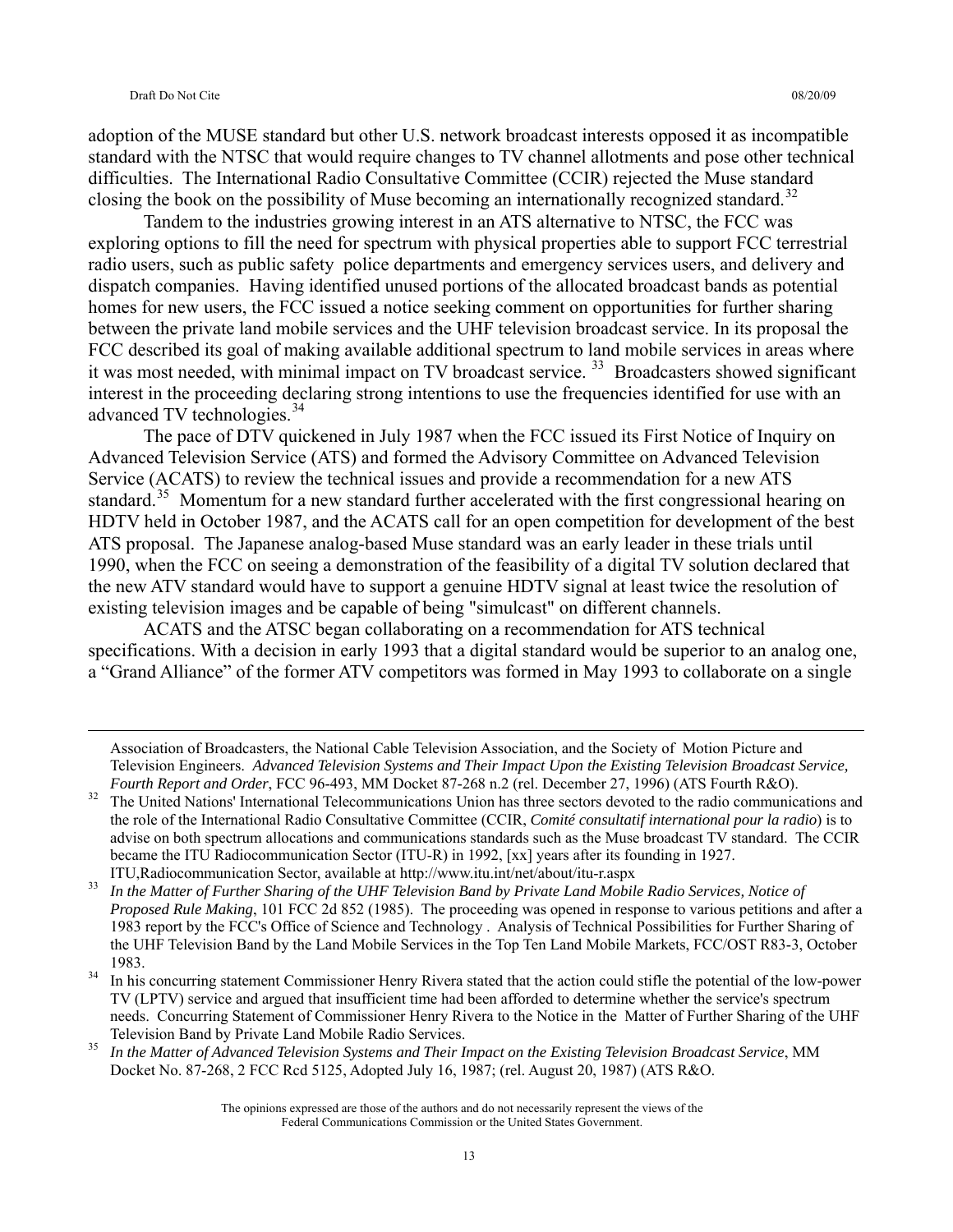adoption of the MUSE standard but other U.S. network broadcast interests opposed it as incompatible standard with the NTSC that would require changes to TV channel allotments and pose other technical difficulties. The International Radio Consultative Committee (CCIR) rejected the Muse standard closing the book on the possibility of Muse becoming an internationally recognized standard.[32]

Tandem to the industries growing interest in an ATS alternative to NTSC, the FCC was exploring options to fill the need for spectrum with physical properties able to support FCC terrestrial radio users, such as public safety police departments and emergency services users, and delivery and dispatch companies. Having identified unused portions of the allocated broadcast bands as potential homes for new users, the FCC issued a notice seeking comment on opportunities for further sharing between the private land mobile services and the UHF television broadcast service. In its proposal the FCC described its goal of making available additional spectrum to land mobile services in areas where it was most needed, with minimal impact on TV broadcast service.[33] Broadcasters showed significant interest in the proceeding declaring strong intentions to use the frequencies identified for use with an advanced TV technologies.[34]

The pace of DTV quickened in July 1987 when the FCC issued its First Notice of Inquiry on Advanced Television Service (ATS) and formed the Advisory Committee on Advanced Television Service (ACATS) to review the technical issues and provide a recommendation for a new ATS standard.[35] Momentum for a new standard further accelerated with the first congressional hearing on HDTV held in October 1987, and the ACATS call for an open competition for development of the best ATS proposal. The Japanese analog-based Muse standard was an early leader in these trials until 1990, when the FCC on seeing a demonstration of the feasibility of a digital TV solution declared that the new ATV standard would have to support a genuine HDTV signal at least twice the resolution of existing television images and be capable of being "simulcast" on different channels.

ACATS and the ATSC began collaborating on a recommendation for ATS technical specifications. With a decision in early 1993 that a digital standard would be superior to an analog one, a "Grand Alliance" of the former ATV competitors was formed in May 1993 to collaborate on a single

---

Association of Broadcasters, the National Cable Television Association, and the Society of Motion Picture and Television Engineers. *Advanced Television Systems and Their Impact Upon the Existing Television Broadcast Service, Fourth Report and Order*, FCC 96-493, MM Docket 87-268 n.2 (rel. December 27, 1996) (ATS Fourth R&O).

[32] The United Nations' International Telecommunications Union has three sectors devoted to the radio communications and the role of the International Radio Consultative Committee (CCIR, *Comité consultatif international pour la radio*) is to advise on both spectrum allocations and communications standards such as the Muse broadcast TV standard. The CCIR became the ITU Radiocommunication Sector (ITU-R) in 1992, [xx] years after its founding in 1927. ITU,Radiocommunication Sector, available at http://www.itu.int/net/about/itu-r.aspx

[33] *In the Matter of Further Sharing of the UHF Television Band by Private Land Mobile Radio Services, Notice of Proposed Rule Making*, 101 FCC 2d 852 (1985). The proceeding was opened in response to various petitions and after a 1983 report by the FCC's Office of Science and Technology . Analysis of Technical Possibilities for Further Sharing of the UHF Television Band by the Land Mobile Services in the Top Ten Land Mobile Markets, FCC/OST R83-3, October 1983.

[34] In his concurring statement Commissioner Henry Rivera stated that the action could stifle the potential of the low-power TV (LPTV) service and argued that insufficient time had been afforded to determine whether the service's spectrum needs. Concurring Statement of Commissioner Henry Rivera to the Notice in the Matter of Further Sharing of the UHF Television Band by Private Land Mobile Radio Services.

[35] *In the Matter of Advanced Television Systems and Their Impact on the Existing Television Broadcast Service*, MM Docket No. 87-268, 2 FCC Rcd 5125, Adopted July 16, 1987; (rel. August 20, 1987) (ATS R&O.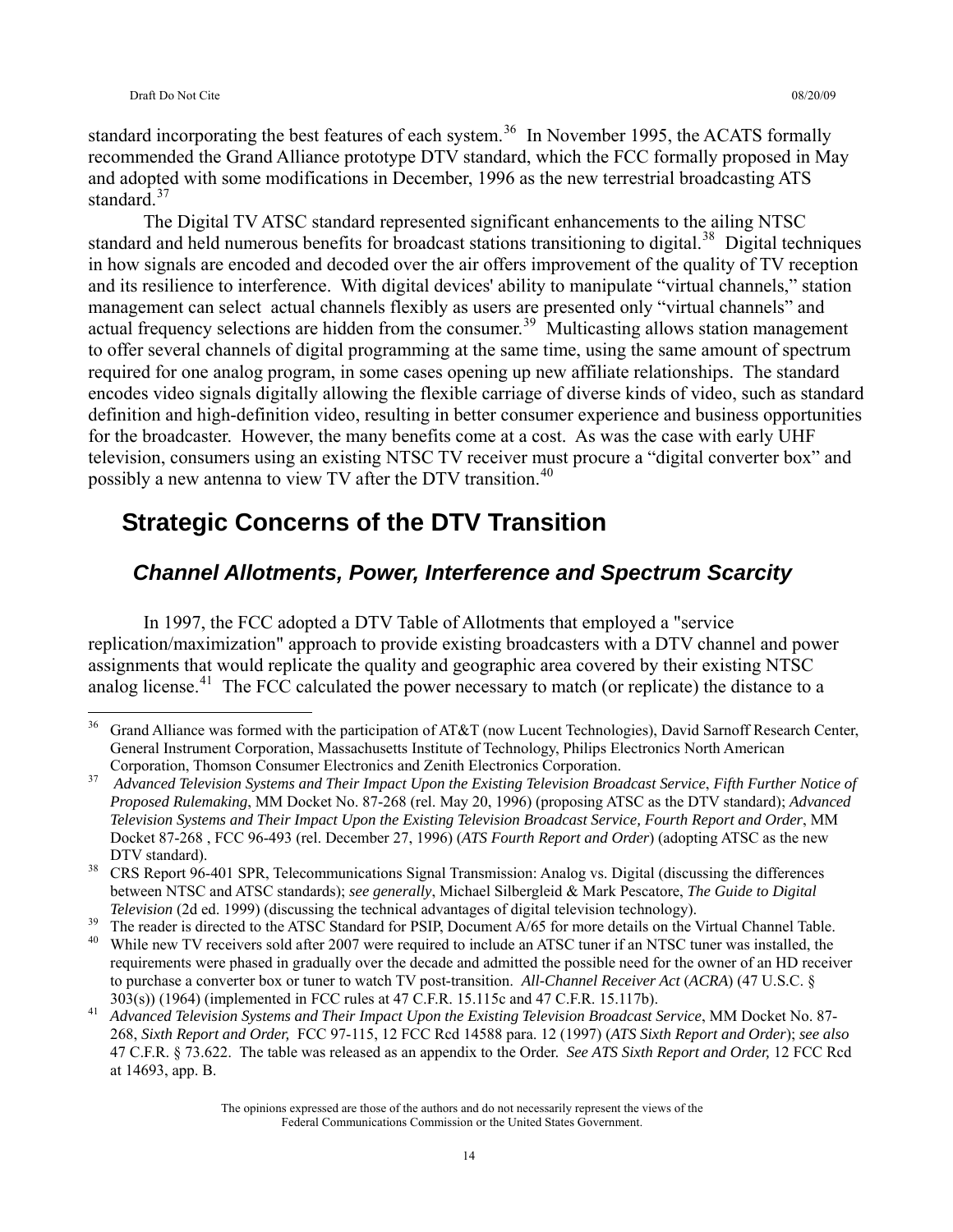standard incorporating the best features of each system.[36] In November 1995, the ACATS formally recommended the Grand Alliance prototype DTV standard, which the FCC formally proposed in May and adopted with some modifications in December, 1996 as the new terrestrial broadcasting ATS standard.[37]

The Digital TV ATSC standard represented significant enhancements to the ailing NTSC standard and held numerous benefits for broadcast stations transitioning to digital.[38] Digital techniques in how signals are encoded and decoded over the air offers improvement of the quality of TV reception and its resilience to interference. With digital devices' ability to manipulate "virtual channels," station management can select actual channels flexibly as users are presented only "virtual channels" and actual frequency selections are hidden from the consumer.[39] Multicasting allows station management to offer several channels of digital programming at the same time, using the same amount of spectrum required for one analog program, in some cases opening up new affiliate relationships. The standard encodes video signals digitally allowing the flexible carriage of diverse kinds of video, such as standard definition and high-definition video, resulting in better consumer experience and business opportunities for the broadcaster. However, the many benefits come at a cost. As was the case with early UHF television, consumers using an existing NTSC TV receiver must procure a "digital converter box" and possibly a new antenna to view TV after the DTV transition.[40]

## Strategic Concerns of the DTV Transition

### *Channel Allotments, Power, Interference and Spectrum Scarcity*

In 1997, the FCC adopted a DTV Table of Allotments that employed a "service replication/maximization" approach to provide existing broadcasters with a DTV channel and power assignments that would replicate the quality and geographic area covered by their existing NTSC analog license.[41] The FCC calculated the power necessary to match (or replicate) the distance to a

---

[36] Grand Alliance was formed with the participation of AT&T (now Lucent Technologies), David Sarnoff Research Center, General Instrument Corporation, Massachusetts Institute of Technology, Philips Electronics North American Corporation, Thomson Consumer Electronics and Zenith Electronics Corporation.

[37] *Advanced Television Systems and Their Impact Upon the Existing Television Broadcast Service*, *Fifth Further Notice of Proposed Rulemaking*, MM Docket No. 87-268 (rel. May 20, 1996) (proposing ATSC as the DTV standard); *Advanced Television Systems and Their Impact Upon the Existing Television Broadcast Service, Fourth Report and Order*, MM Docket 87-268 , FCC 96-493 (rel. December 27, 1996) (*ATS Fourth Report and Order*) (adopting ATSC as the new DTV standard).

[38] CRS Report 96-401 SPR, Telecommunications Signal Transmission: Analog vs. Digital (discussing the differences between NTSC and ATSC standards); *see generally*, Michael Silbergleid & Mark Pescatore, *The Guide to Digital Television* (2d ed. 1999) (discussing the technical advantages of digital television technology).

[39] The reader is directed to the ATSC Standard for PSIP, Document A/65 for more details on the Virtual Channel Table.

[40] While new TV receivers sold after 2007 were required to include an ATSC tuner if an NTSC tuner was installed, the requirements were phased in gradually over the decade and admitted the possible need for the owner of an HD receiver to purchase a converter box or tuner to watch TV post-transition. *All-Channel Receiver Act* (*ACRA*) (47 U.S.C. § 303(s)) (1964) (implemented in FCC rules at 47 C.F.R. 15.115c and 47 C.F.R. 15.117b).

[41] *Advanced Television Systems and Their Impact Upon the Existing Television Broadcast Service*, MM Docket No. 87-268, *Sixth Report and Order,* FCC 97-115, 12 FCC Rcd 14588 para. 12 (1997) (*ATS Sixth Report and Order*); *see also* 47 C.F.R. § 73.622. The table was released as an appendix to the Order. *See ATS Sixth Report and Order,* 12 FCC Rcd at 14693, app. B.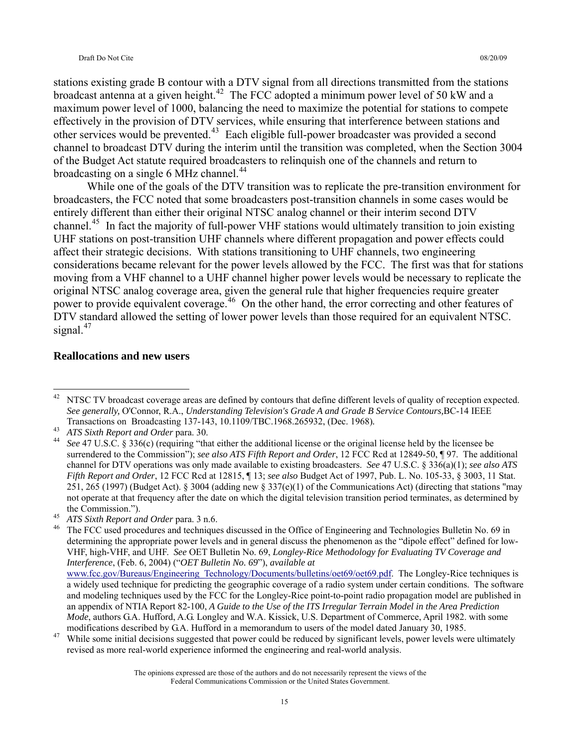stations existing grade B contour with a DTV signal from all directions transmitted from the stations broadcast antenna at a given height.[42] The FCC adopted a minimum power level of 50 kW and a maximum power level of 1000, balancing the need to maximize the potential for stations to compete effectively in the provision of DTV services, while ensuring that interference between stations and other services would be prevented.[43] Each eligible full-power broadcaster was provided a second channel to broadcast DTV during the interim until the transition was completed, when the Section 3004 of the Budget Act statute required broadcasters to relinquish one of the channels and return to broadcasting on a single 6 MHz channel.[44]

While one of the goals of the DTV transition was to replicate the pre-transition environment for broadcasters, the FCC noted that some broadcasters post-transition channels in some cases would be entirely different than either their original NTSC analog channel or their interim second DTV channel.[45] In fact the majority of full-power VHF stations would ultimately transition to join existing UHF stations on post-transition UHF channels where different propagation and power effects could affect their strategic decisions. With stations transitioning to UHF channels, two engineering considerations became relevant for the power levels allowed by the FCC. The first was that for stations moving from a VHF channel to a UHF channel higher power levels would be necessary to replicate the original NTSC analog coverage area, given the general rule that higher frequencies require greater power to provide equivalent coverage.[46] On the other hand, the error correcting and other features of DTV standard allowed the setting of lower power levels than those required for an equivalent NTSC. signal.[47]

**Reallocations and new users**

---

[42] NTSC TV broadcast coverage areas are defined by contours that define different levels of quality of reception expected. *See generally,* O'Connor, R.A., *Understanding Television's Grade A and Grade B Service Contours,*BC-14 IEEE Transactions on Broadcasting 137-143, 10.1109/TBC.1968.265932, (Dec. 1968).

[43] *ATS Sixth Report and Order* para. 30.

[44] *See* 47 U.S.C. § 336(c) (requiring "that either the additional license or the original license held by the licensee be surrendered to the Commission"); *see also ATS Fifth Report and Order*, 12 FCC Rcd at 12849-50, ¶ 97. The additional channel for DTV operations was only made available to existing broadcasters. *See* 47 U.S.C. § 336(a)(1); *see also ATS Fifth Report and Order*, 12 FCC Rcd at 12815, ¶ 13; *see also* Budget Act of 1997, Pub. L. No. 105-33, § 3003, 11 Stat. 251, 265 (1997) (Budget Act). § 3004 (adding new § 337(e)(1) of the Communications Act) (directing that stations "may not operate at that frequency after the date on which the digital television transition period terminates, as determined by the Commission.").

[45] *ATS Sixth Report and Order* para. 3 n.6.

[46] The FCC used procedures and techniques discussed in the Office of Engineering and Technologies Bulletin No. 69 in determining the appropriate power levels and in general discuss the phenomenon as the "dipole effect" defined for low-VHF, high-VHF, and UHF. *See* OET Bulletin No. 69, *Longley-Rice Methodology for Evaluating TV Coverage and Interference*, (Feb. 6, 2004) ("*OET Bulletin No. 69*"), *available at* www.fcc.gov/Bureaus/Engineering_Technology/Documents/bulletins/oet69/oet69.pdf. The Longley-Rice techniques is a widely used technique for predicting the geographic coverage of a radio system under certain conditions. The software and modeling techniques used by the FCC for the Longley-Rice point-to-point radio propagation model are published in an appendix of NTIA Report 82-100, *A Guide to the Use of the ITS Irregular Terrain Model in the Area Prediction Mode*, authors G.A. Hufford, A.G. Longley and W.A. Kissick, U.S. Department of Commerce, April 1982. with some modifications described by G.A. Hufford in a memorandum to users of the model dated January 30, 1985.

[47] While some initial decisions suggested that power could be reduced by significant levels, power levels were ultimately revised as more real-world experience informed the engineering and real-world analysis.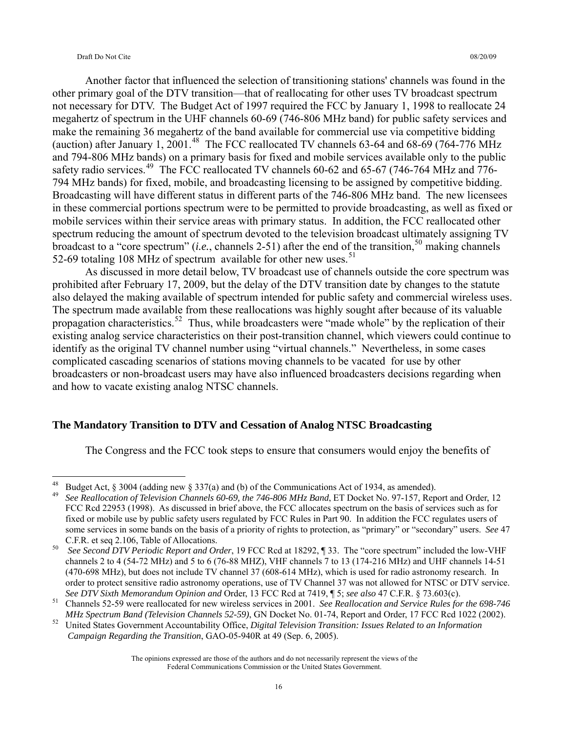Another factor that influenced the selection of transitioning stations' channels was found in the other primary goal of the DTV transition—that of reallocating for other uses TV broadcast spectrum not necessary for DTV. The Budget Act of 1997 required the FCC by January 1, 1998 to reallocate 24 megahertz of spectrum in the UHF channels 60-69 (746-806 MHz band) for public safety services and make the remaining 36 megahertz of the band available for commercial use via competitive bidding (auction) after January 1, 2001.[48] The FCC reallocated TV channels 63-64 and 68-69 (764-776 MHz and 794-806 MHz bands) on a primary basis for fixed and mobile services available only to the public safety radio services.[49] The FCC reallocated TV channels 60-62 and 65-67 (746-764 MHz and 776-794 MHz bands) for fixed, mobile, and broadcasting licensing to be assigned by competitive bidding. Broadcasting will have different status in different parts of the 746-806 MHz band. The new licensees in these commercial portions spectrum were to be permitted to provide broadcasting, as well as fixed or mobile services within their service areas with primary status. In addition, the FCC reallocated other spectrum reducing the amount of spectrum devoted to the television broadcast ultimately assigning TV broadcast to a "core spectrum" (*i.e.*, channels 2-51) after the end of the transition,[50] making channels 52-69 totaling 108 MHz of spectrum available for other new uses.[51]

As discussed in more detail below, TV broadcast use of channels outside the core spectrum was prohibited after February 17, 2009, but the delay of the DTV transition date by changes to the statute also delayed the making available of spectrum intended for public safety and commercial wireless uses. The spectrum made available from these reallocations was highly sought after because of its valuable propagation characteristics.[52] Thus, while broadcasters were "made whole" by the replication of their existing analog service characteristics on their post-transition channel, which viewers could continue to identify as the original TV channel number using "virtual channels." Nevertheless, in some cases complicated cascading scenarios of stations moving channels to be vacated for use by other broadcasters or non-broadcast users may have also influenced broadcasters decisions regarding when and how to vacate existing analog NTSC channels.

## The Mandatory Transition to DTV and Cessation of Analog NTSC Broadcasting

The Congress and the FCC took steps to ensure that consumers would enjoy the benefits of

---

[48] Budget Act, § 3004 (adding new § 337(a) and (b) of the Communications Act of 1934, as amended).

[49] *See Reallocation of Television Channels 60-69, the 746-806 MHz Band*, ET Docket No. 97-157, Report and Order, 12 FCC Rcd 22953 (1998). As discussed in brief above, the FCC allocates spectrum on the basis of services such as for fixed or mobile use by public safety users regulated by FCC Rules in Part 90. In addition the FCC regulates users of some services in some bands on the basis of a priority of rights to protection, as "primary" or "secondary" users. *See* 47 C.F.R. et seq 2.106, Table of Allocations.

[50] *See Second DTV Periodic Report and Order*, 19 FCC Rcd at 18292, ¶ 33. The "core spectrum" included the low-VHF channels 2 to 4 (54-72 MHz) and 5 to 6 (76-88 MHZ), VHF channels 7 to 13 (174-216 MHz) and UHF channels 14-51 (470-698 MHz), but does not include TV channel 37 (608-614 MHz), which is used for radio astronomy research. In order to protect sensitive radio astronomy operations, use of TV Channel 37 was not allowed for NTSC or DTV service. *See DTV Sixth Memorandum Opinion and* Order, 13 FCC Rcd at 7419, ¶ 5; *see also* 47 C.F.R. § 73.603(c).

[51] Channels 52-59 were reallocated for new wireless services in 2001. *See Reallocation and Service Rules for the 698-746 MHz Spectrum Band (Television Channels 52-59)*, GN Docket No. 01-74, Report and Order, 17 FCC Rcd 1022 (2002).

[52] United States Government Accountability Office, *Digital Television Transition: Issues Related to an Information Campaign Regarding the Transition*, GAO-05-940R at 49 (Sep. 6, 2005).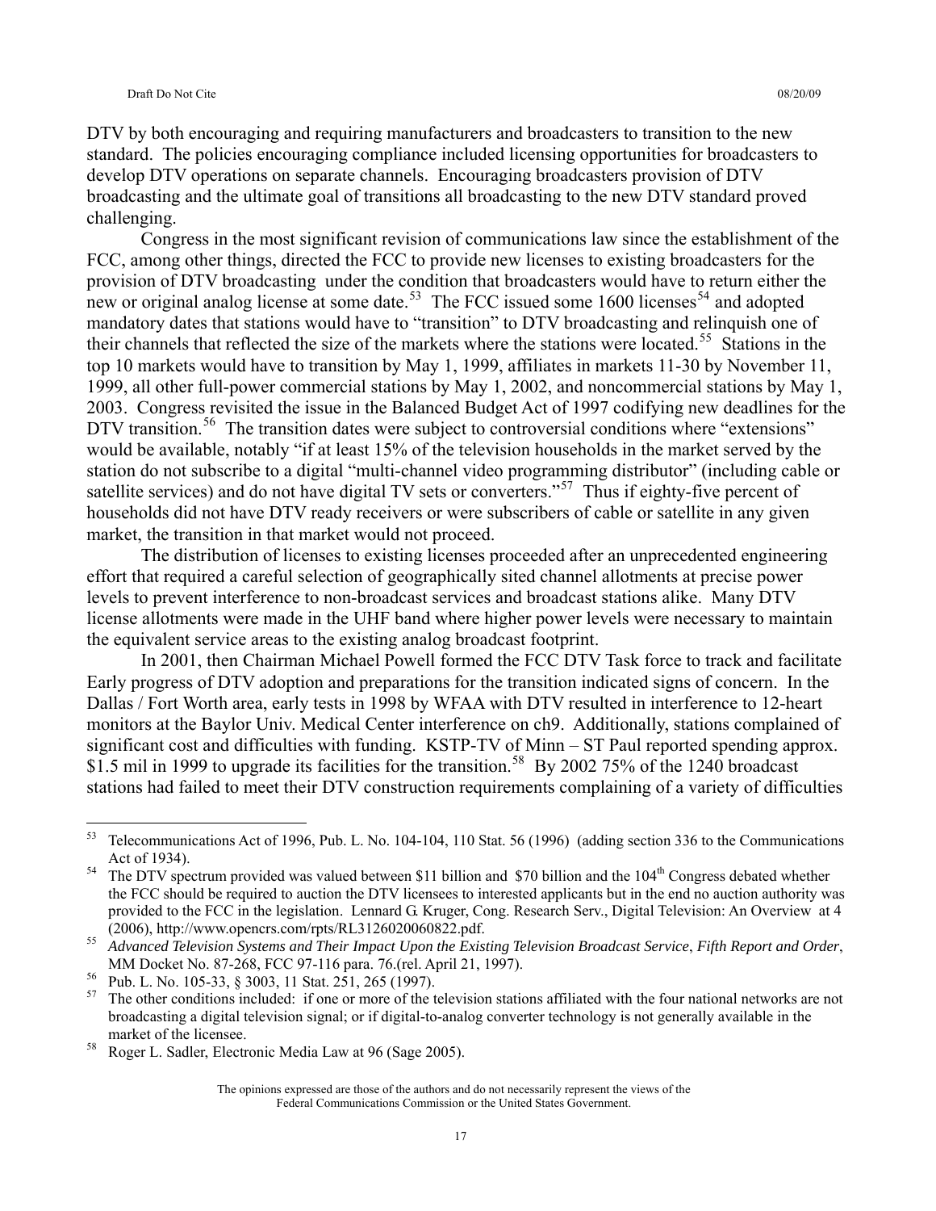DTV by both encouraging and requiring manufacturers and broadcasters to transition to the new standard. The policies encouraging compliance included licensing opportunities for broadcasters to develop DTV operations on separate channels. Encouraging broadcasters provision of DTV broadcasting and the ultimate goal of transitions all broadcasting to the new DTV standard proved challenging.

Congress in the most significant revision of communications law since the establishment of the FCC, among other things, directed the FCC to provide new licenses to existing broadcasters for the provision of DTV broadcasting under the condition that broadcasters would have to return either the new or original analog license at some date.[53] The FCC issued some 1600 licenses[54] and adopted mandatory dates that stations would have to "transition" to DTV broadcasting and relinquish one of their channels that reflected the size of the markets where the stations were located.[55] Stations in the top 10 markets would have to transition by May 1, 1999, affiliates in markets 11-30 by November 11, 1999, all other full-power commercial stations by May 1, 2002, and noncommercial stations by May 1, 2003. Congress revisited the issue in the Balanced Budget Act of 1997 codifying new deadlines for the DTV transition.[56] The transition dates were subject to controversial conditions where "extensions" would be available, notably "if at least 15% of the television households in the market served by the station do not subscribe to a digital "multi-channel video programming distributor" (including cable or satellite services) and do not have digital TV sets or converters."[57] Thus if eighty-five percent of households did not have DTV ready receivers or were subscribers of cable or satellite in any given market, the transition in that market would not proceed.

The distribution of licenses to existing licenses proceeded after an unprecedented engineering effort that required a careful selection of geographically sited channel allotments at precise power levels to prevent interference to non-broadcast services and broadcast stations alike. Many DTV license allotments were made in the UHF band where higher power levels were necessary to maintain the equivalent service areas to the existing analog broadcast footprint.

In 2001, then Chairman Michael Powell formed the FCC DTV Task force to track and facilitate Early progress of DTV adoption and preparations for the transition indicated signs of concern. In the Dallas / Fort Worth area, early tests in 1998 by WFAA with DTV resulted in interference to 12-heart monitors at the Baylor Univ. Medical Center interference on ch9. Additionally, stations complained of significant cost and difficulties with funding. KSTP-TV of Minn – ST Paul reported spending approx. $1.5 mil in 1999 to upgrade its facilities for the transition.[58] By 2002 75% of the 1240 broadcast stations had failed to meet their DTV construction requirements complaining of a variety of difficulties

---

[53] Telecommunications Act of 1996, Pub. L. No. 104-104, 110 Stat. 56 (1996) (adding section 336 to the Communications Act of 1934).

[54] The DTV spectrum provided was valued between $11 billion and $70 billion and the 104th Congress debated whether the FCC should be required to auction the DTV licensees to interested applicants but in the end no auction authority was provided to the FCC in the legislation. Lennard G. Kruger, Cong. Research Serv., Digital Television: An Overview at 4 (2006), http://www.opencrs.com/rpts/RL3126020060822.pdf.

[55] *Advanced Television Systems and Their Impact Upon the Existing Television Broadcast Service*, *Fifth Report and Order*, MM Docket No. 87-268, FCC 97-116 para. 76.(rel. April 21, 1997).

[56] Pub. L. No. 105-33, § 3003, 11 Stat. 251, 265 (1997).

[57] The other conditions included: if one or more of the television stations affiliated with the four national networks are not broadcasting a digital television signal; or if digital-to-analog converter technology is not generally available in the market of the licensee.

[58] Roger L. Sadler, Electronic Media Law at 96 (Sage 2005).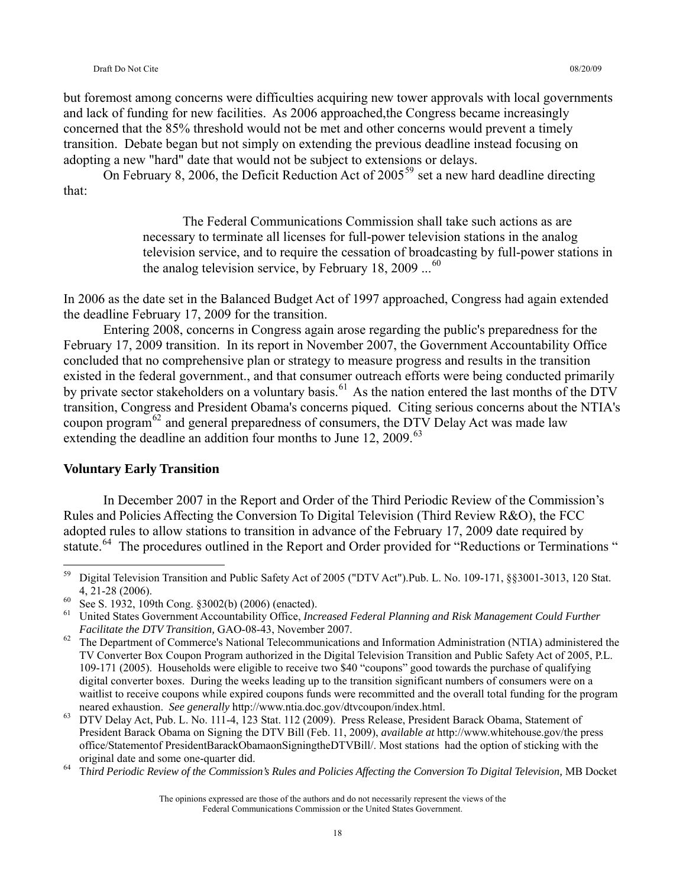but foremost among concerns were difficulties acquiring new tower approvals with local governments and lack of funding for new facilities. As 2006 approached,the Congress became increasingly concerned that the 85% threshold would not be met and other concerns would prevent a timely transition. Debate began but not simply on extending the previous deadline instead focusing on adopting a new "hard" date that would not be subject to extensions or delays.

On February 8, 2006, the Deficit Reduction Act of 2005[59] set a new hard deadline directing that:

> The Federal Communications Commission shall take such actions as are necessary to terminate all licenses for full-power television stations in the analog television service, and to require the cessation of broadcasting by full-power stations in the analog television service, by February 18, 2009 ...[60]

In 2006 as the date set in the Balanced Budget Act of 1997 approached, Congress had again extended the deadline February 17, 2009 for the transition.

Entering 2008, concerns in Congress again arose regarding the public's preparedness for the February 17, 2009 transition. In its report in November 2007, the Government Accountability Office concluded that no comprehensive plan or strategy to measure progress and results in the transition existed in the federal government., and that consumer outreach efforts were being conducted primarily by private sector stakeholders on a voluntary basis.[61] As the nation entered the last months of the DTV transition, Congress and President Obama's concerns piqued. Citing serious concerns about the NTIA's coupon program[62] and general preparedness of consumers, the DTV Delay Act was made law extending the deadline an addition four months to June 12, 2009.[63]

**Voluntary Early Transition**

In December 2007 in the Report and Order of the Third Periodic Review of the Commission's Rules and Policies Affecting the Conversion To Digital Television (Third Review R&O), the FCC adopted rules to allow stations to transition in advance of the February 17, 2009 date required by statute.[64] The procedures outlined in the Report and Order provided for "Reductions or Terminations "

---

[59] Digital Television Transition and Public Safety Act of 2005 ("DTV Act").Pub. L. No. 109-171, §§3001-3013, 120 Stat. 4, 21-28 (2006).

[60] See S. 1932, 109th Cong. §3002(b) (2006) (enacted).

[61] United States Government Accountability Office, *Increased Federal Planning and Risk Management Could Further Facilitate the DTV Transition,* GAO-08-43, November 2007.

[62] The Department of Commerce's National Telecommunications and Information Administration (NTIA) administered the TV Converter Box Coupon Program authorized in the Digital Television Transition and Public Safety Act of 2005, P.L. 109-171 (2005). Households were eligible to receive two $40 "coupons" good towards the purchase of qualifying digital converter boxes. During the weeks leading up to the transition significant numbers of consumers were on a waitlist to receive coupons while expired coupons funds were recommitted and the overall total funding for the program neared exhaustion. *See generally* http://www.ntia.doc.gov/dtvcoupon/index.html.

[63] DTV Delay Act, Pub. L. No. 111-4, 123 Stat. 112 (2009). Press Release, President Barack Obama, Statement of President Barack Obama on Signing the DTV Bill (Feb. 11, 2009), *available at* http://www.whitehouse.gov/the press office/Statementof PresidentBarackObamaonSigningtheDTVBill/. Most stations had the option of sticking with the original date and some one-quarter did.

[64] T*hird Periodic Review of the Commission's Rules and Policies Affecting the Conversion To Digital Television,* MB Docket

The opinions expressed are those of the authors and do not necessarily represent the views of the Federal Communications Commission or the United States Government.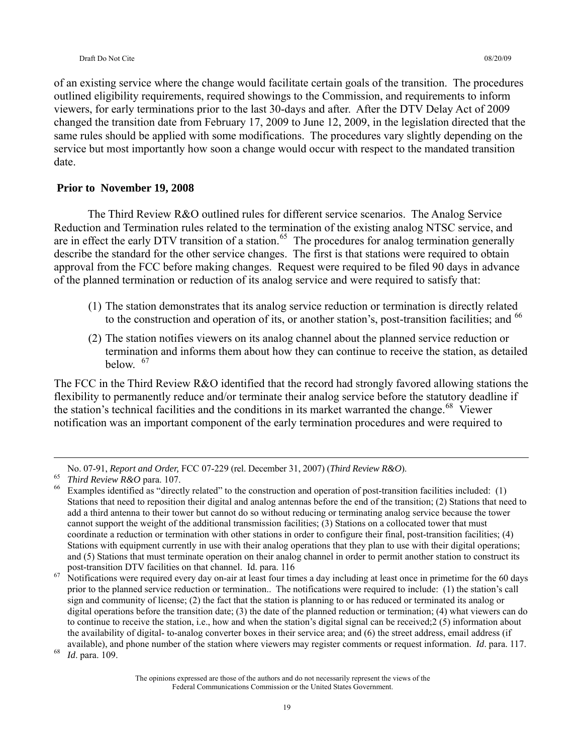of an existing service where the change would facilitate certain goals of the transition. The procedures outlined eligibility requirements, required showings to the Commission, and requirements to inform viewers, for early terminations prior to the last 30-days and after. After the DTV Delay Act of 2009 changed the transition date from February 17, 2009 to June 12, 2009, in the legislation directed that the same rules should be applied with some modifications. The procedures vary slightly depending on the service but most importantly how soon a change would occur with respect to the mandated transition date.

**Prior to November 19, 2008**

The Third Review R&O outlined rules for different service scenarios. The Analog Service Reduction and Termination rules related to the termination of the existing analog NTSC service, and are in effect the early DTV transition of a station.[65] The procedures for analog termination generally describe the standard for the other service changes. The first is that stations were required to obtain approval from the FCC before making changes. Request were required to be filed 90 days in advance of the planned termination or reduction of its analog service and were required to satisfy that:

(1) The station demonstrates that its analog service reduction or termination is directly related to the construction and operation of its, or another station's, post-transition facilities; and [66]

(2) The station notifies viewers on its analog channel about the planned service reduction or termination and informs them about how they can continue to receive the station, as detailed below. [67]

The FCC in the Third Review R&O identified that the record had strongly favored allowing stations the flexibility to permanently reduce and/or terminate their analog service before the statutory deadline if the station's technical facilities and the conditions in its market warranted the change.[68] Viewer notification was an important component of the early termination procedures and were required to

---

No. 07-91, *Report and Order,* FCC 07-229 (rel. December 31, 2007) (*Third Review R&O*).

[65] *Third Review R&O* para. 107.

[66] Examples identified as "directly related" to the construction and operation of post-transition facilities included: (1) Stations that need to reposition their digital and analog antennas before the end of the transition; (2) Stations that need to add a third antenna to their tower but cannot do so without reducing or terminating analog service because the tower cannot support the weight of the additional transmission facilities; (3) Stations on a collocated tower that must coordinate a reduction or termination with other stations in order to configure their final, post-transition facilities; (4) Stations with equipment currently in use with their analog operations that they plan to use with their digital operations; and (5) Stations that must terminate operation on their analog channel in order to permit another station to construct its post-transition DTV facilities on that channel. Id. para. 116

[67] Notifications were required every day on-air at least four times a day including at least once in primetime for the 60 days prior to the planned service reduction or termination.. The notifications were required to include: (1) the station's call sign and community of license; (2) the fact that the station is planning to or has reduced or terminated its analog or digital operations before the transition date; (3) the date of the planned reduction or termination; (4) what viewers can do to continue to receive the station, i.e., how and when the station's digital signal can be received;2 (5) information about the availability of digital- to-analog converter boxes in their service area; and (6) the street address, email address (if available), and phone number of the station where viewers may register comments or request information. *Id*. para. 117.

[68] *Id*. para. 109.

The opinions expressed are those of the authors and do not necessarily represent the views of the Federal Communications Commission or the United States Government.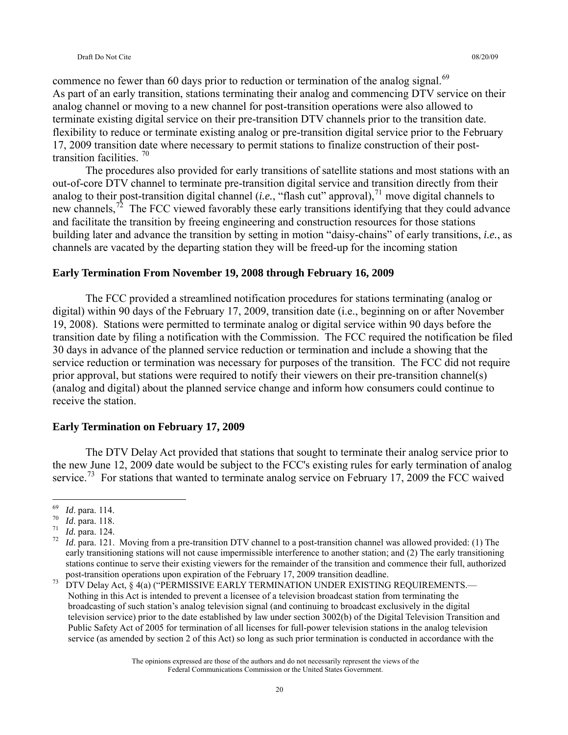commence no fewer than 60 days prior to reduction or termination of the analog signal.[69] As part of an early transition, stations terminating their analog and commencing DTV service on their analog channel or moving to a new channel for post-transition operations were also allowed to terminate existing digital service on their pre-transition DTV channels prior to the transition date. flexibility to reduce or terminate existing analog or pre-transition digital service prior to the February 17, 2009 transition date where necessary to permit stations to finalize construction of their post-transition facilities. [70]

The procedures also provided for early transitions of satellite stations and most stations with an out-of-core DTV channel to terminate pre-transition digital service and transition directly from their analog to their post-transition digital channel (*i.e.*, "flash cut" approval),[71] move digital channels to new channels,[72] The FCC viewed favorably these early transitions identifying that they could advance and facilitate the transition by freeing engineering and construction resources for those stations building later and advance the transition by setting in motion "daisy-chains" of early transitions, *i.e.*, as channels are vacated by the departing station they will be freed-up for the incoming station

**Early Termination From November 19, 2008 through February 16, 2009**

The FCC provided a streamlined notification procedures for stations terminating (analog or digital) within 90 days of the February 17, 2009, transition date (i.e., beginning on or after November 19, 2008). Stations were permitted to terminate analog or digital service within 90 days before the transition date by filing a notification with the Commission. The FCC required the notification be filed 30 days in advance of the planned service reduction or termination and include a showing that the service reduction or termination was necessary for purposes of the transition. The FCC did not require prior approval, but stations were required to notify their viewers on their pre-transition channel(s) (analog and digital) about the planned service change and inform how consumers could continue to receive the station.

**Early Termination on February 17, 2009**

The DTV Delay Act provided that stations that sought to terminate their analog service prior to the new June 12, 2009 date would be subject to the FCC's existing rules for early termination of analog service.[73] For stations that wanted to terminate analog service on February 17, 2009 the FCC waived

---

[69] *Id*. para. 114.

[70] *Id*. para. 118.

[71] *Id.* para. 124.

[72] *Id*. para. 121. Moving from a pre-transition DTV channel to a post-transition channel was allowed provided: (1) The early transitioning stations will not cause impermissible interference to another station; and (2) The early transitioning stations continue to serve their existing viewers for the remainder of the transition and commence their full, authorized post-transition operations upon expiration of the February 17, 2009 transition deadline.

[73] DTV Delay Act, § 4(a) ("PERMISSIVE EARLY TERMINATION UNDER EXISTING REQUIREMENTS.— Nothing in this Act is intended to prevent a licensee of a television broadcast station from terminating the broadcasting of such station's analog television signal (and continuing to broadcast exclusively in the digital television service) prior to the date established by law under section 3002(b) of the Digital Television Transition and Public Safety Act of 2005 for termination of all licenses for full-power television stations in the analog television service (as amended by section 2 of this Act) so long as such prior termination is conducted in accordance with the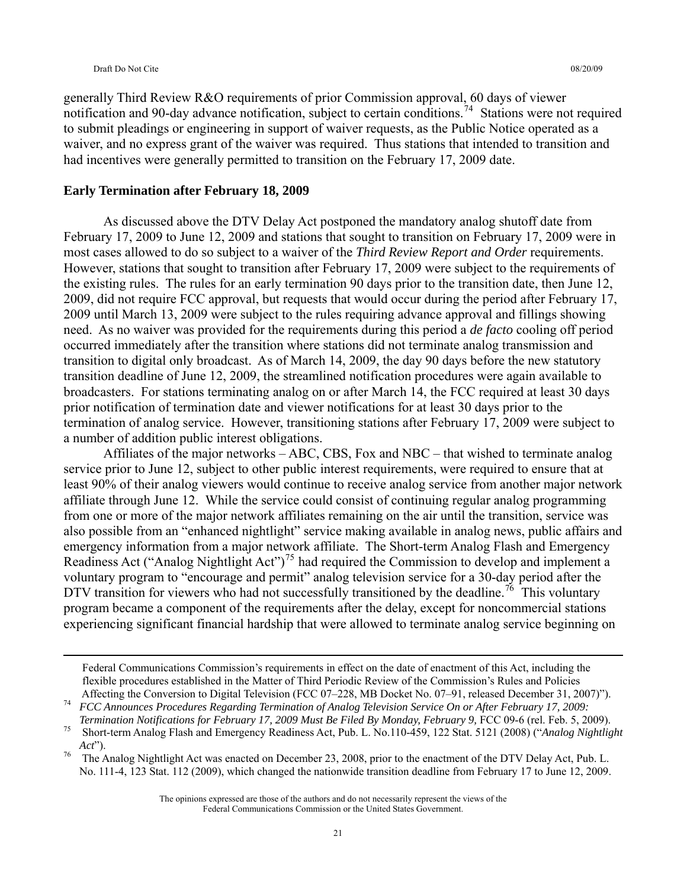generally Third Review R&O requirements of prior Commission approval, 60 days of viewer notification and 90-day advance notification, subject to certain conditions.[74] Stations were not required to submit pleadings or engineering in support of waiver requests, as the Public Notice operated as a waiver, and no express grant of the waiver was required. Thus stations that intended to transition and had incentives were generally permitted to transition on the February 17, 2009 date.

**Early Termination after February 18, 2009**

As discussed above the DTV Delay Act postponed the mandatory analog shutoff date from February 17, 2009 to June 12, 2009 and stations that sought to transition on February 17, 2009 were in most cases allowed to do so subject to a waiver of the *Third Review Report and Order* requirements. However, stations that sought to transition after February 17, 2009 were subject to the requirements of the existing rules. The rules for an early termination 90 days prior to the transition date, then June 12, 2009, did not require FCC approval, but requests that would occur during the period after February 17, 2009 until March 13, 2009 were subject to the rules requiring advance approval and fillings showing need. As no waiver was provided for the requirements during this period a *de facto* cooling off period occurred immediately after the transition where stations did not terminate analog transmission and transition to digital only broadcast. As of March 14, 2009, the day 90 days before the new statutory transition deadline of June 12, 2009, the streamlined notification procedures were again available to broadcasters. For stations terminating analog on or after March 14, the FCC required at least 30 days prior notification of termination date and viewer notifications for at least 30 days prior to the termination of analog service. However, transitioning stations after February 17, 2009 were subject to a number of addition public interest obligations.

Affiliates of the major networks – ABC, CBS, Fox and NBC – that wished to terminate analog service prior to June 12, subject to other public interest requirements, were required to ensure that at least 90% of their analog viewers would continue to receive analog service from another major network affiliate through June 12. While the service could consist of continuing regular analog programming from one or more of the major network affiliates remaining on the air until the transition, service was also possible from an "enhanced nightlight" service making available in analog news, public affairs and emergency information from a major network affiliate. The Short-term Analog Flash and Emergency Readiness Act ("Analog Nightlight Act")[75] had required the Commission to develop and implement a voluntary program to "encourage and permit" analog television service for a 30-day period after the DTV transition for viewers who had not successfully transitioned by the deadline.[76] This voluntary program became a component of the requirements after the delay, except for noncommercial stations experiencing significant financial hardship that were allowed to terminate analog service beginning on

---

Federal Communications Commission's requirements in effect on the date of enactment of this Act, including the flexible procedures established in the Matter of Third Periodic Review of the Commission's Rules and Policies Affecting the Conversion to Digital Television (FCC 07–228, MB Docket No. 07–91, released December 31, 2007)").

[74] *FCC Announces Procedures Regarding Termination of Analog Television Service On or After February 17, 2009: Termination Notifications for February 17, 2009 Must Be Filed By Monday, February 9,* FCC 09-6 (rel. Feb. 5, 2009).

[75] Short-term Analog Flash and Emergency Readiness Act, Pub. L. No.110-459, 122 Stat. 5121 (2008) ("*Analog Nightlight Act*").

[76] The Analog Nightlight Act was enacted on December 23, 2008, prior to the enactment of the DTV Delay Act, Pub. L. No. 111-4, 123 Stat. 112 (2009), which changed the nationwide transition deadline from February 17 to June 12, 2009.

The opinions expressed are those of the authors and do not necessarily represent the views of the Federal Communications Commission or the United States Government.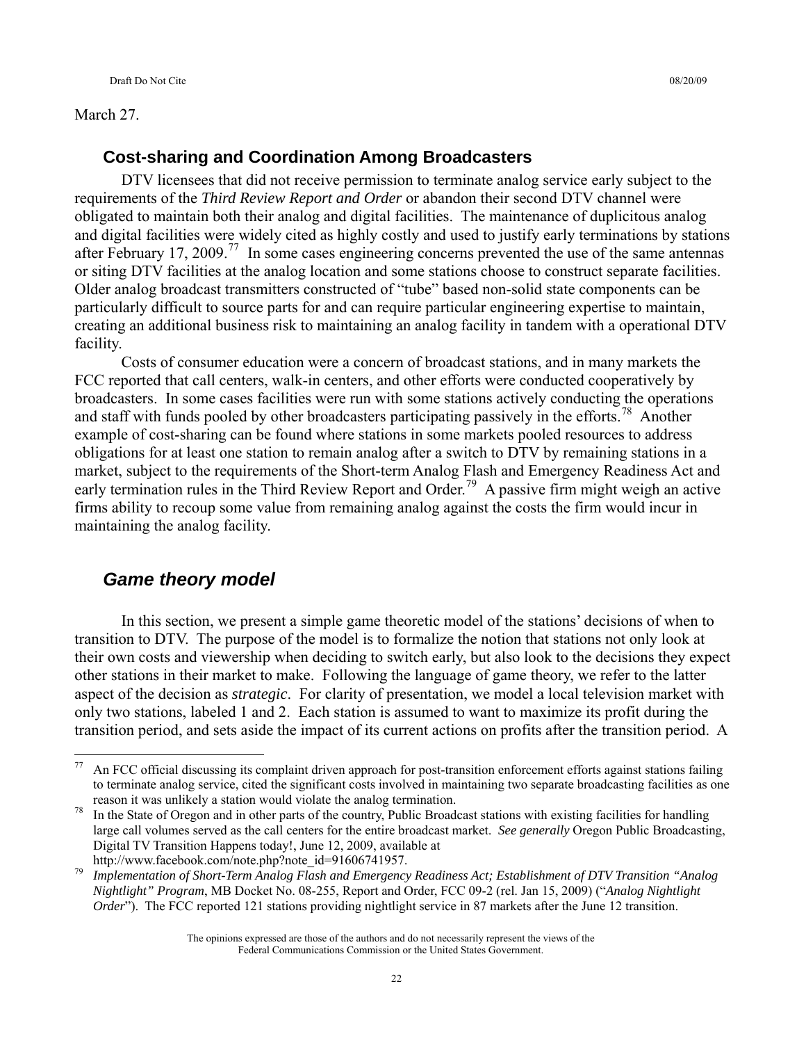March 27.

## Cost-sharing and Coordination Among Broadcasters

DTV licensees that did not receive permission to terminate analog service early subject to the requirements of the *Third Review Report and Order* or abandon their second DTV channel were obligated to maintain both their analog and digital facilities. The maintenance of duplicitous analog and digital facilities were widely cited as highly costly and used to justify early terminations by stations after February 17, 2009.[77] In some cases engineering concerns prevented the use of the same antennas or siting DTV facilities at the analog location and some stations choose to construct separate facilities. Older analog broadcast transmitters constructed of "tube" based non-solid state components can be particularly difficult to source parts for and can require particular engineering expertise to maintain, creating an additional business risk to maintaining an analog facility in tandem with a operational DTV facility.

Costs of consumer education were a concern of broadcast stations, and in many markets the FCC reported that call centers, walk-in centers, and other efforts were conducted cooperatively by broadcasters. In some cases facilities were run with some stations actively conducting the operations and staff with funds pooled by other broadcasters participating passively in the efforts.[78] Another example of cost-sharing can be found where stations in some markets pooled resources to address obligations for at least one station to remain analog after a switch to DTV by remaining stations in a market, subject to the requirements of the Short-term Analog Flash and Emergency Readiness Act and early termination rules in the Third Review Report and Order.[79] A passive firm might weigh an active firms ability to recoup some value from remaining analog against the costs the firm would incur in maintaining the analog facility.

## *Game theory model*

In this section, we present a simple game theoretic model of the stations' decisions of when to transition to DTV. The purpose of the model is to formalize the notion that stations not only look at their own costs and viewership when deciding to switch early, but also look to the decisions they expect other stations in their market to make. Following the language of game theory, we refer to the latter aspect of the decision as *strategic*. For clarity of presentation, we model a local television market with only two stations, labeled 1 and 2. Each station is assumed to want to maximize its profit during the transition period, and sets aside the impact of its current actions on profits after the transition period. A

---

[77] An FCC official discussing its complaint driven approach for post-transition enforcement efforts against stations failing to terminate analog service, cited the significant costs involved in maintaining two separate broadcasting facilities as one reason it was unlikely a station would violate the analog termination.

[78] In the State of Oregon and in other parts of the country, Public Broadcast stations with existing facilities for handling large call volumes served as the call centers for the entire broadcast market. *See generally* Oregon Public Broadcasting, Digital TV Transition Happens today!, June 12, 2009, available at http://www.facebook.com/note.php?note_id=91606741957.

[79] *Implementation of Short-Term Analog Flash and Emergency Readiness Act; Establishment of DTV Transition "Analog Nightlight" Program*, MB Docket No. 08-255, Report and Order, FCC 09-2 (rel. Jan 15, 2009) ("*Analog Nightlight Order*"). The FCC reported 121 stations providing nightlight service in 87 markets after the June 12 transition.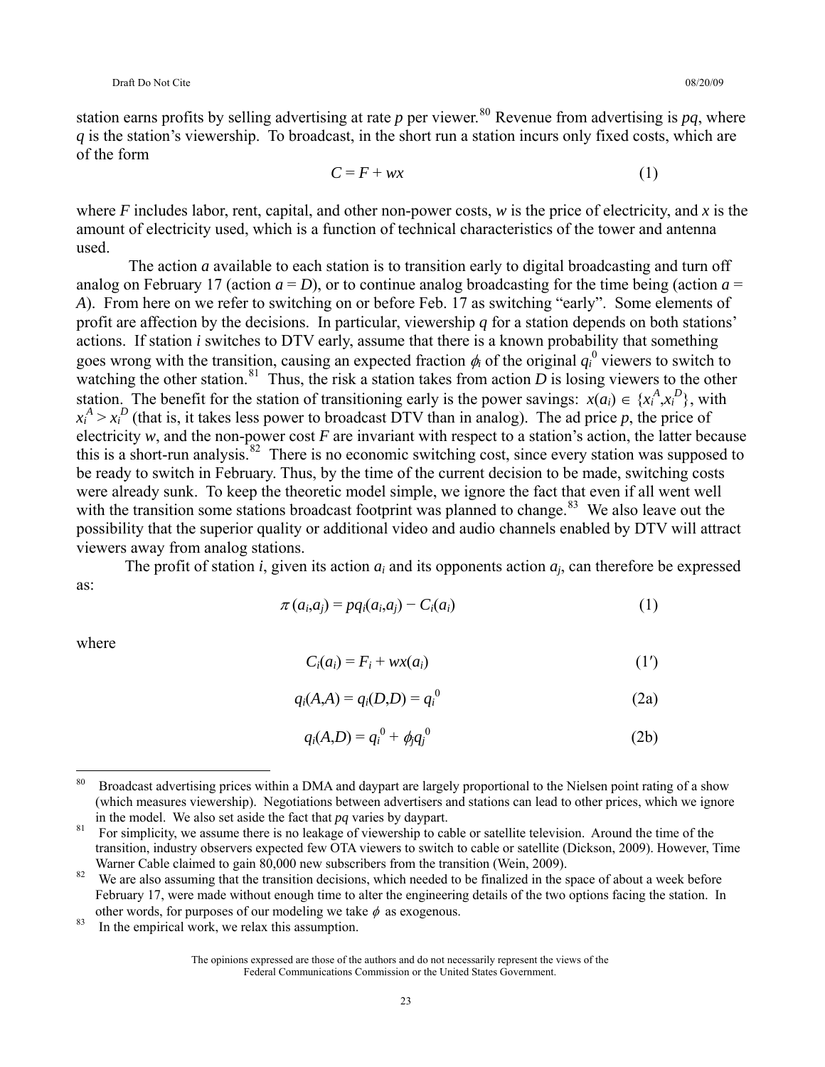station earns profits by selling advertising at rate $p$ per viewer.[80] Revenue from advertising is $pq$, where $q$ is the station's viewership. To broadcast, in the short run a station incurs only fixed costs, which are of the form

$$C = F + wx \qquad (1)$$

where $F$ includes labor, rent, capital, and other non-power costs, $w$ is the price of electricity, and $x$ is the amount of electricity used, which is a function of technical characteristics of the tower and antenna used.

The action $a$ available to each station is to transition early to digital broadcasting and turn off analog on February 17 (action $a = D$), or to continue analog broadcasting for the time being (action $a = A$). From here on we refer to switching on or before Feb. 17 as switching "early". Some elements of profit are affection by the decisions. In particular, viewership $q$ for a station depends on both stations' actions. If station $i$ switches to DTV early, assume that there is a known probability that something goes wrong with the transition, causing an expected fraction $\phi_i$ of the original $q_i^0$ viewers to switch to watching the other station.[81] Thus, the risk a station takes from action $D$ is losing viewers to the other station. The benefit for the station of transitioning early is the power savings: $x(a_i) \in \{x_i^A, x_i^D\}$, with $x_i^A > x_i^D$ (that is, it takes less power to broadcast DTV than in analog). The ad price $p$, the price of electricity $w$, and the non-power cost $F$ are invariant with respect to a station's action, the latter because this is a short-run analysis.[82] There is no economic switching cost, since every station was supposed to be ready to switch in February. Thus, by the time of the current decision to be made, switching costs were already sunk. To keep the theoretic model simple, we ignore the fact that even if all went well with the transition some stations broadcast footprint was planned to change.[83] We also leave out the possibility that the superior quality or additional video and audio channels enabled by DTV will attract viewers away from analog stations.

The profit of station $i$, given its action $a_i$ and its opponents action $a_j$, can therefore be expressed as:

$$\pi(a_i,a_j) = pq_i(a_i,a_j) - C_i(a_i) \qquad (1)$$

where

$$C_i(a_i) = F_i + wx(a_i) \qquad (1')$$

$$q_i(A,A) = q_i(D,D) = q_i^0 \qquad (2a)$$

$$q_i(A,D) = q_i^0 + \phi_j q_j^0 \qquad (2b)$$

---

[80] Broadcast advertising prices within a DMA and daypart are largely proportional to the Nielsen point rating of a show (which measures viewership). Negotiations between advertisers and stations can lead to other prices, which we ignore in the model. We also set aside the fact that $pq$ varies by daypart.

[81] For simplicity, we assume there is no leakage of viewership to cable or satellite television. Around the time of the transition, industry observers expected few OTA viewers to switch to cable or satellite (Dickson, 2009). However, Time Warner Cable claimed to gain 80,000 new subscribers from the transition (Wein, 2009).

[82] We are also assuming that the transition decisions, which needed to be finalized in the space of about a week before February 17, were made without enough time to alter the engineering details of the two options facing the station. In other words, for purposes of our modeling we take $\phi$ as exogenous.

[83] In the empirical work, we relax this assumption.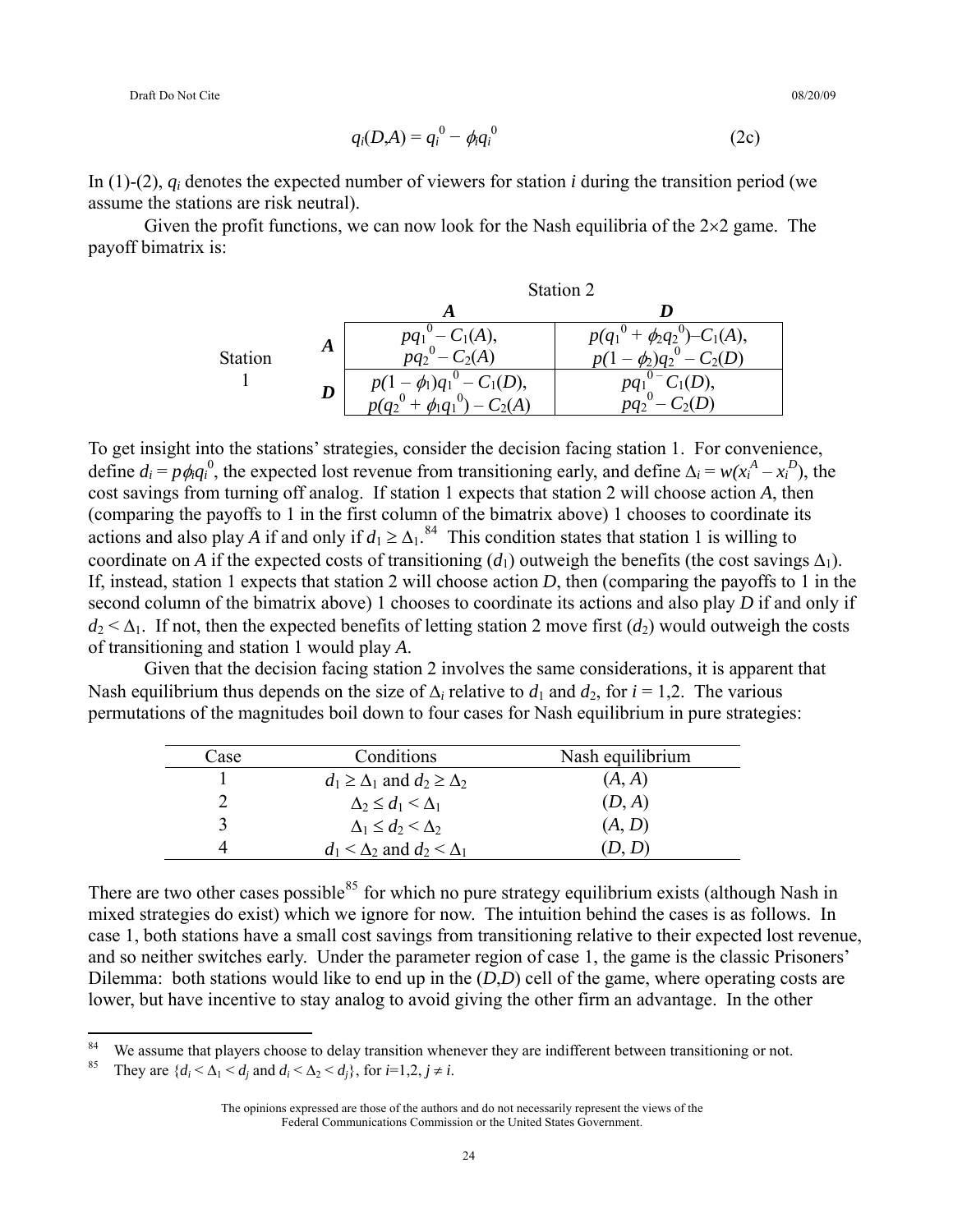$$q_i(D,A) = q_i^0 - \phi_i q_i^0 \tag{2c}$$

In (1)-(2), $q_i$ denotes the expected number of viewers for station $i$ during the transition period (we assume the stations are risk neutral).

Given the profit functions, we can now look for the Nash equilibria of the 2×2 game. The payoff bimatrix is:

| | | Station 2 | |
|---|---|---|---|
| | | ***A*** | ***D*** |
| Station 1 | ***A*** | $pq_1^0 - C_1(A)$, $pq_2^0 - C_2(A)$ | $p(q_1^0 + \phi_2 q_2^0) - C_1(A)$, $p(1 - \phi_2)q_2^0 - C_2(D)$ |
| | ***D*** | $p(1 - \phi_1)q_1^0 - C_1(D)$, $p(q_2^0 + \phi_1 q_1^0) - C_2(A)$ | $pq_1^0 - C_1(D)$, $pq_2^0 - C_2(D)$ |

To get insight into the stations' strategies, consider the decision facing station 1. For convenience, define $d_i = p\phi_i q_i^0$, the expected lost revenue from transitioning early, and define $\Delta_i = w(x_i^A - x_i^D)$, the cost savings from turning off analog. If station 1 expects that station 2 will choose action $A$, then (comparing the payoffs to 1 in the first column of the bimatrix above) 1 chooses to coordinate its actions and also play $A$ if and only if $d_1 \geq \Delta_1$.[84] This condition states that station 1 is willing to coordinate on $A$ if the expected costs of transitioning ($d_1$) outweigh the benefits (the cost savings $\Delta_1$). If, instead, station 1 expects that station 2 will choose action $D$, then (comparing the payoffs to 1 in the second column of the bimatrix above) 1 chooses to coordinate its actions and also play $D$ if and only if $d_2 < \Delta_1$. If not, then the expected benefits of letting station 2 move first ($d_2$) would outweigh the costs of transitioning and station 1 would play $A$.

Given that the decision facing station 2 involves the same considerations, it is apparent that Nash equilibrium thus depends on the size of $\Delta_i$ relative to $d_1$ and $d_2$, for $i = 1,2$. The various permutations of the magnitudes boil down to four cases for Nash equilibrium in pure strategies:

| Case | Conditions | Nash equilibrium |
|---|---|---|
| 1 | $d_1 \geq \Delta_1$ and $d_2 \geq \Delta_2$ | $(A, A)$ |
| 2 | $\Delta_2 \leq d_1 < \Delta_1$ | $(D, A)$ |
| 3 | $\Delta_1 \leq d_2 < \Delta_2$ | $(A, D)$ |
| 4 | $d_1 < \Delta_2$ and $d_2 < \Delta_1$ | $(D, D)$ |

There are two other cases possible[85] for which no pure strategy equilibrium exists (although Nash in mixed strategies do exist) which we ignore for now. The intuition behind the cases is as follows. In case 1, both stations have a small cost savings from transitioning relative to their expected lost revenue, and so neither switches early. Under the parameter region of case 1, the game is the classic Prisoners' Dilemma: both stations would like to end up in the $(D,D)$ cell of the game, where operating costs are lower, but have incentive to stay analog to avoid giving the other firm an advantage. In the other

[84] We assume that players choose to delay transition whenever they are indifferent between transitioning or not.

[85] They are $\{d_i < \Delta_1 < d_j \text{ and } d_i < \Delta_2 < d_j\}$, for $i$=1,2, $j \neq i$.

The opinions expressed are those of the authors and do not necessarily represent the views of the Federal Communications Commission or the United States Government.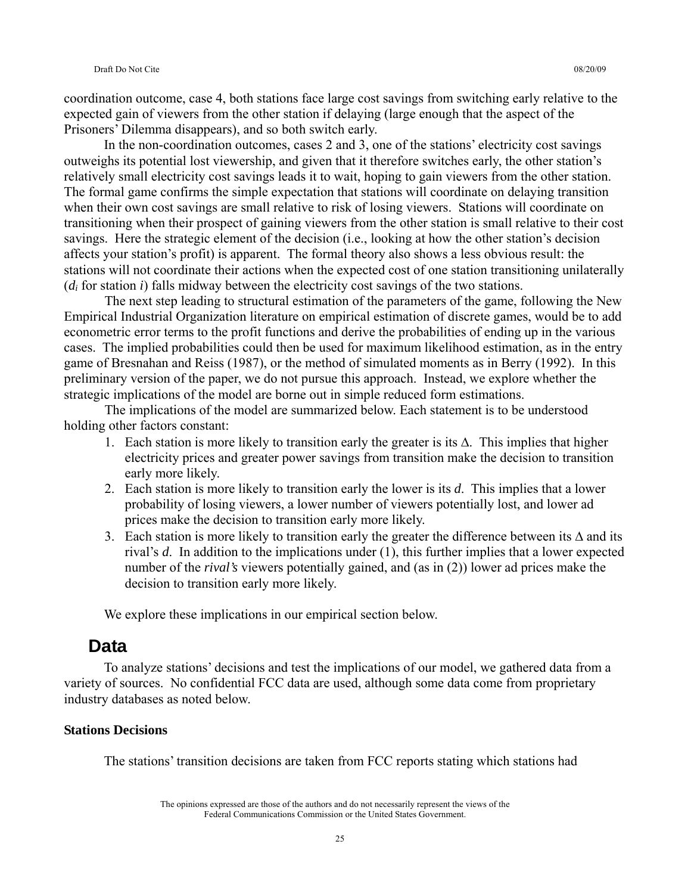coordination outcome, case 4, both stations face large cost savings from switching early relative to the expected gain of viewers from the other station if delaying (large enough that the aspect of the Prisoners' Dilemma disappears), and so both switch early.

In the non-coordination outcomes, cases 2 and 3, one of the stations' electricity cost savings outweighs its potential lost viewership, and given that it therefore switches early, the other station's relatively small electricity cost savings leads it to wait, hoping to gain viewers from the other station. The formal game confirms the simple expectation that stations will coordinate on delaying transition when their own cost savings are small relative to risk of losing viewers. Stations will coordinate on transitioning when their prospect of gaining viewers from the other station is small relative to their cost savings. Here the strategic element of the decision (i.e., looking at how the other station's decision affects your station's profit) is apparent. The formal theory also shows a less obvious result: the stations will not coordinate their actions when the expected cost of one station transitioning unilaterally ($d_i$ for station $i$) falls midway between the electricity cost savings of the two stations.

The next step leading to structural estimation of the parameters of the game, following the New Empirical Industrial Organization literature on empirical estimation of discrete games, would be to add econometric error terms to the profit functions and derive the probabilities of ending up in the various cases. The implied probabilities could then be used for maximum likelihood estimation, as in the entry game of Bresnahan and Reiss (1987), or the method of simulated moments as in Berry (1992). In this preliminary version of the paper, we do not pursue this approach. Instead, we explore whether the strategic implications of the model are borne out in simple reduced form estimations.

The implications of the model are summarized below. Each statement is to be understood holding other factors constant:

1. Each station is more likely to transition early the greater is its $\Delta$. This implies that higher electricity prices and greater power savings from transition make the decision to transition early more likely.
2. Each station is more likely to transition early the lower is its $d$. This implies that a lower probability of losing viewers, a lower number of viewers potentially lost, and lower ad prices make the decision to transition early more likely.
3. Each station is more likely to transition early the greater the difference between its $\Delta$ and its rival's $d$. In addition to the implications under (1), this further implies that a lower expected number of the *rival's* viewers potentially gained, and (as in (2)) lower ad prices make the decision to transition early more likely.

We explore these implications in our empirical section below.

## Data

To analyze stations' decisions and test the implications of our model, we gathered data from a variety of sources. No confidential FCC data are used, although some data come from proprietary industry databases as noted below.

**Stations Decisions**

The stations' transition decisions are taken from FCC reports stating which stations had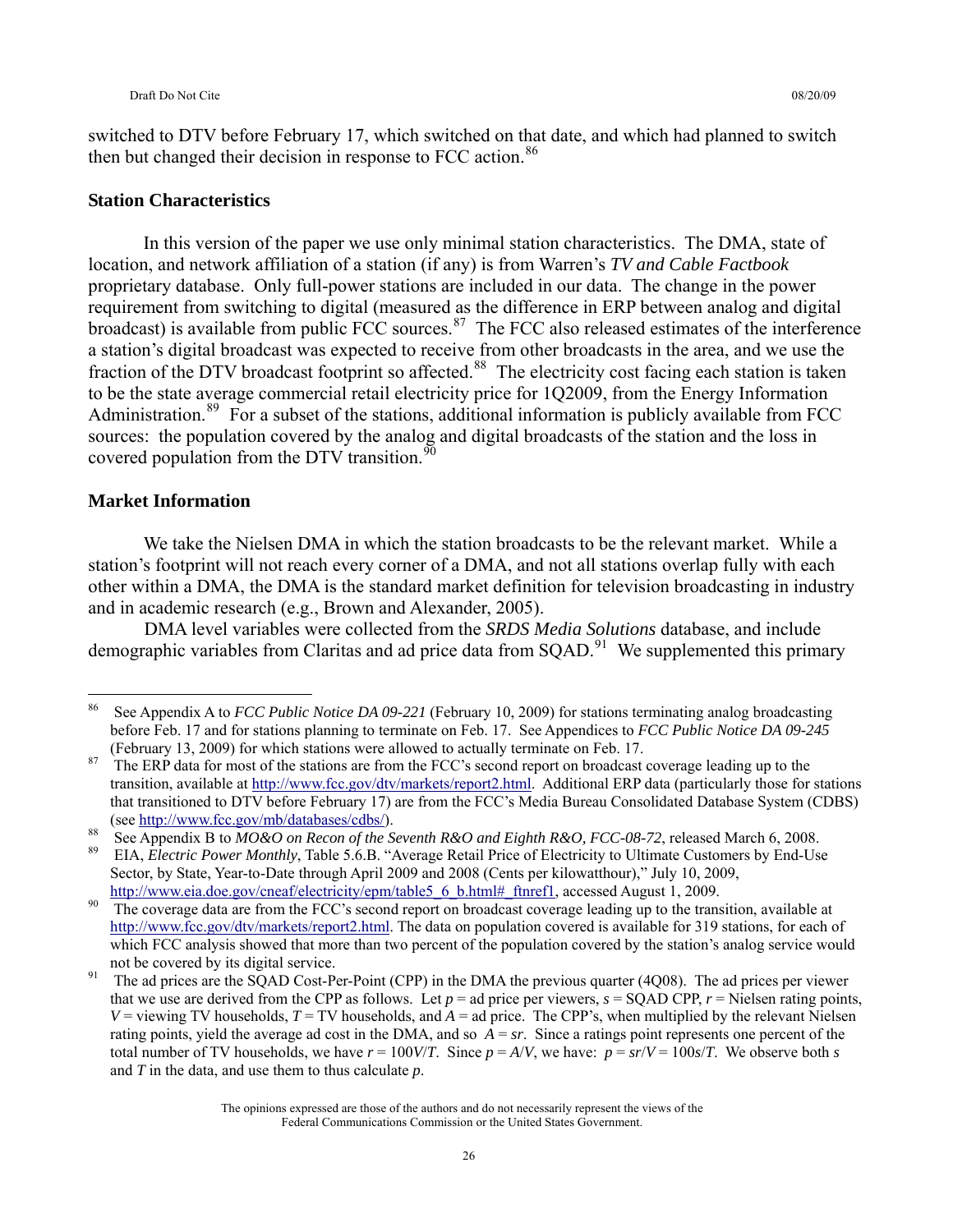switched to DTV before February 17, which switched on that date, and which had planned to switch then but changed their decision in response to FCC action.[86]

### Station Characteristics

In this version of the paper we use only minimal station characteristics. The DMA, state of location, and network affiliation of a station (if any) is from Warren's *TV and Cable Factbook* proprietary database. Only full-power stations are included in our data. The change in the power requirement from switching to digital (measured as the difference in ERP between analog and digital broadcast) is available from public FCC sources.[87] The FCC also released estimates of the interference a station's digital broadcast was expected to receive from other broadcasts in the area, and we use the fraction of the DTV broadcast footprint so affected.[88] The electricity cost facing each station is taken to be the state average commercial retail electricity price for 1Q2009, from the Energy Information Administration.[89] For a subset of the stations, additional information is publicly available from FCC sources: the population covered by the analog and digital broadcasts of the station and the loss in covered population from the DTV transition.[90]

### Market Information

We take the Nielsen DMA in which the station broadcasts to be the relevant market. While a station's footprint will not reach every corner of a DMA, and not all stations overlap fully with each other within a DMA, the DMA is the standard market definition for television broadcasting in industry and in academic research (e.g., Brown and Alexander, 2005).

DMA level variables were collected from the *SRDS Media Solutions* database, and include demographic variables from Claritas and ad price data from SQAD.[91] We supplemented this primary

---

[86] See Appendix A to *FCC Public Notice DA 09-221* (February 10, 2009) for stations terminating analog broadcasting before Feb. 17 and for stations planning to terminate on Feb. 17. See Appendices to *FCC Public Notice DA 09-245* (February 13, 2009) for which stations were allowed to actually terminate on Feb. 17.

[87] The ERP data for most of the stations are from the FCC's second report on broadcast coverage leading up to the transition, available at http://www.fcc.gov/dtv/markets/report2.html. Additional ERP data (particularly those for stations that transitioned to DTV before February 17) are from the FCC's Media Bureau Consolidated Database System (CDBS) (see http://www.fcc.gov/mb/databases/cdbs/).

[88] See Appendix B to *MO&O on Recon of the Seventh R&O and Eighth R&O, FCC-08-72*, released March 6, 2008.

[89] EIA, *Electric Power Monthly*, Table 5.6.B. "Average Retail Price of Electricity to Ultimate Customers by End-Use Sector, by State, Year-to-Date through April 2009 and 2008 (Cents per kilowatthour)," July 10, 2009, http://www.eia.doe.gov/cneaf/electricity/epm/table5_6_b.html#_ftnref1, accessed August 1, 2009.

[90] The coverage data are from the FCC's second report on broadcast coverage leading up to the transition, available at http://www.fcc.gov/dtv/markets/report2.html. The data on population covered is available for 319 stations, for each of which FCC analysis showed that more than two percent of the population covered by the station's analog service would not be covered by its digital service.

[91] The ad prices are the SQAD Cost-Per-Point (CPP) in the DMA the previous quarter (4Q08). The ad prices per viewer that we use are derived from the CPP as follows. Let $p$ = ad price per viewers, $s$ = SQAD CPP, $r$ = Nielsen rating points, $V$ = viewing TV households, $T$ = TV households, and $A$ = ad price. The CPP's, when multiplied by the relevant Nielsen rating points, yield the average ad cost in the DMA, and so $A = sr$. Since a ratings point represents one percent of the total number of TV households, we have $r = 100V/T$. Since $p = A/V$, we have: $p = sr/V = 100s/T$. We observe both $s$ and $T$ in the data, and use them to thus calculate $p$.

The opinions expressed are those of the authors and do not necessarily represent the views of the Federal Communications Commission or the United States Government.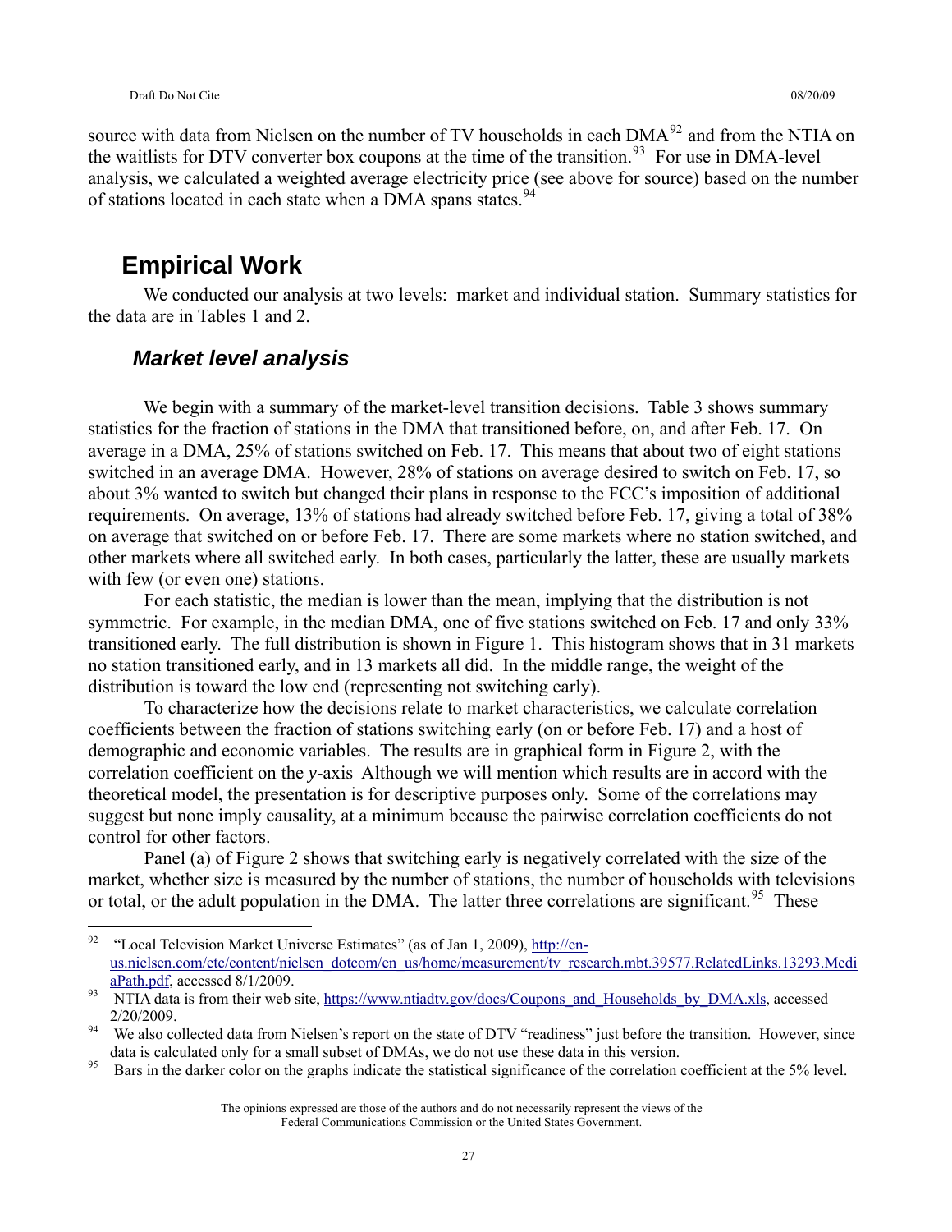source with data from Nielsen on the number of TV households in each DMA[92] and from the NTIA on the waitlists for DTV converter box coupons at the time of the transition.[93] For use in DMA-level analysis, we calculated a weighted average electricity price (see above for source) based on the number of stations located in each state when a DMA spans states.[94]

## Empirical Work

We conducted our analysis at two levels: market and individual station. Summary statistics for the data are in Tables 1 and 2.

### *Market level analysis*

We begin with a summary of the market-level transition decisions. Table 3 shows summary statistics for the fraction of stations in the DMA that transitioned before, on, and after Feb. 17. On average in a DMA, 25% of stations switched on Feb. 17. This means that about two of eight stations switched in an average DMA. However, 28% of stations on average desired to switch on Feb. 17, so about 3% wanted to switch but changed their plans in response to the FCC's imposition of additional requirements. On average, 13% of stations had already switched before Feb. 17, giving a total of 38% on average that switched on or before Feb. 17. There are some markets where no station switched, and other markets where all switched early. In both cases, particularly the latter, these are usually markets with few (or even one) stations.

For each statistic, the median is lower than the mean, implying that the distribution is not symmetric. For example, in the median DMA, one of five stations switched on Feb. 17 and only 33% transitioned early. The full distribution is shown in Figure 1. This histogram shows that in 31 markets no station transitioned early, and in 13 markets all did. In the middle range, the weight of the distribution is toward the low end (representing not switching early).

To characterize how the decisions relate to market characteristics, we calculate correlation coefficients between the fraction of stations switching early (on or before Feb. 17) and a host of demographic and economic variables. The results are in graphical form in Figure 2, with the correlation coefficient on the *y*-axis Although we will mention which results are in accord with the theoretical model, the presentation is for descriptive purposes only. Some of the correlations may suggest but none imply causality, at a minimum because the pairwise correlation coefficients do not control for other factors.

Panel (a) of Figure 2 shows that switching early is negatively correlated with the size of the market, whether size is measured by the number of stations, the number of households with televisions or total, or the adult population in the DMA. The latter three correlations are significant.[95] These

---

[92] "Local Television Market Universe Estimates" (as of Jan 1, 2009), http://en-us.nielsen.com/etc/content/nielsen_dotcom/en_us/home/measurement/tv_research.mbt.39577.RelatedLinks.13293.MediaPath.pdf, accessed 8/1/2009.

[93] NTIA data is from their web site, https://www.ntiadtv.gov/docs/Coupons_and_Households_by_DMA.xls, accessed 2/20/2009.

[94] We also collected data from Nielsen's report on the state of DTV "readiness" just before the transition. However, since data is calculated only for a small subset of DMAs, we do not use these data in this version.

[95] Bars in the darker color on the graphs indicate the statistical significance of the correlation coefficient at the 5% level.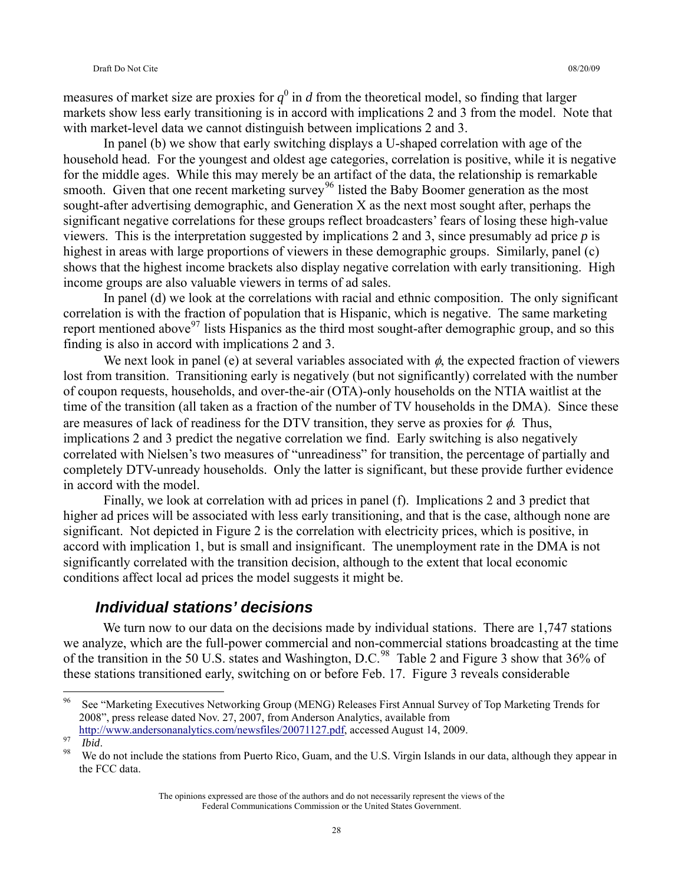measures of market size are proxies for $q^0$ in $d$ from the theoretical model, so finding that larger markets show less early transitioning is in accord with implications 2 and 3 from the model. Note that with market-level data we cannot distinguish between implications 2 and 3.

In panel (b) we show that early switching displays a U-shaped correlation with age of the household head. For the youngest and oldest age categories, correlation is positive, while it is negative for the middle ages. While this may merely be an artifact of the data, the relationship is remarkable smooth. Given that one recent marketing survey[96] listed the Baby Boomer generation as the most sought-after advertising demographic, and Generation X as the next most sought after, perhaps the significant negative correlations for these groups reflect broadcasters' fears of losing these high-value viewers. This is the interpretation suggested by implications 2 and 3, since presumably ad price $p$ is highest in areas with large proportions of viewers in these demographic groups. Similarly, panel (c) shows that the highest income brackets also display negative correlation with early transitioning. High income groups are also valuable viewers in terms of ad sales.

In panel (d) we look at the correlations with racial and ethnic composition. The only significant correlation is with the fraction of population that is Hispanic, which is negative. The same marketing report mentioned above[97] lists Hispanics as the third most sought-after demographic group, and so this finding is also in accord with implications 2 and 3.

We next look in panel (e) at several variables associated with $\phi$, the expected fraction of viewers lost from transition. Transitioning early is negatively (but not significantly) correlated with the number of coupon requests, households, and over-the-air (OTA)-only households on the NTIA waitlist at the time of the transition (all taken as a fraction of the number of TV households in the DMA). Since these are measures of lack of readiness for the DTV transition, they serve as proxies for $\phi$. Thus, implications 2 and 3 predict the negative correlation we find. Early switching is also negatively correlated with Nielsen's two measures of "unreadiness" for transition, the percentage of partially and completely DTV-unready households. Only the latter is significant, but these provide further evidence in accord with the model.

Finally, we look at correlation with ad prices in panel (f). Implications 2 and 3 predict that higher ad prices will be associated with less early transitioning, and that is the case, although none are significant. Not depicted in Figure 2 is the correlation with electricity prices, which is positive, in accord with implication 1, but is small and insignificant. The unemployment rate in the DMA is not significantly correlated with the transition decision, although to the extent that local economic conditions affect local ad prices the model suggests it might be.

### *Individual stations' decisions*

We turn now to our data on the decisions made by individual stations. There are 1,747 stations we analyze, which are the full-power commercial and non-commercial stations broadcasting at the time of the transition in the 50 U.S. states and Washington, D.C.[98] Table 2 and Figure 3 show that 36% of these stations transitioned early, switching on or before Feb. 17. Figure 3 reveals considerable

---

[96] See "Marketing Executives Networking Group (MENG) Releases First Annual Survey of Top Marketing Trends for 2008", press release dated Nov. 27, 2007, from Anderson Analytics, available from http://www.andersonanalytics.com/newsfiles/20071127.pdf, accessed August 14, 2009.

[97] *Ibid*.

[98] We do not include the stations from Puerto Rico, Guam, and the U.S. Virgin Islands in our data, although they appear in the FCC data.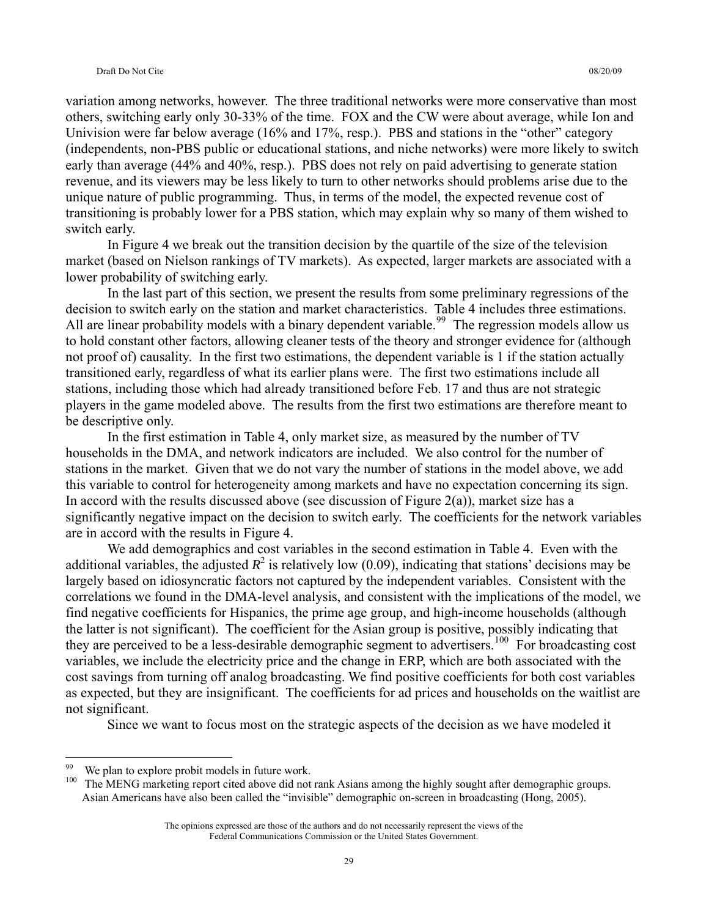variation among networks, however. The three traditional networks were more conservative than most others, switching early only 30-33% of the time. FOX and the CW were about average, while Ion and Univision were far below average (16% and 17%, resp.). PBS and stations in the "other" category (independents, non-PBS public or educational stations, and niche networks) were more likely to switch early than average (44% and 40%, resp.). PBS does not rely on paid advertising to generate station revenue, and its viewers may be less likely to turn to other networks should problems arise due to the unique nature of public programming. Thus, in terms of the model, the expected revenue cost of transitioning is probably lower for a PBS station, which may explain why so many of them wished to switch early.

In Figure 4 we break out the transition decision by the quartile of the size of the television market (based on Nielson rankings of TV markets). As expected, larger markets are associated with a lower probability of switching early.

In the last part of this section, we present the results from some preliminary regressions of the decision to switch early on the station and market characteristics. Table 4 includes three estimations. All are linear probability models with a binary dependent variable.[99] The regression models allow us to hold constant other factors, allowing cleaner tests of the theory and stronger evidence for (although not proof of) causality. In the first two estimations, the dependent variable is 1 if the station actually transitioned early, regardless of what its earlier plans were. The first two estimations include all stations, including those which had already transitioned before Feb. 17 and thus are not strategic players in the game modeled above. The results from the first two estimations are therefore meant to be descriptive only.

In the first estimation in Table 4, only market size, as measured by the number of TV households in the DMA, and network indicators are included. We also control for the number of stations in the market. Given that we do not vary the number of stations in the model above, we add this variable to control for heterogeneity among markets and have no expectation concerning its sign. In accord with the results discussed above (see discussion of Figure 2(a)), market size has a significantly negative impact on the decision to switch early. The coefficients for the network variables are in accord with the results in Figure 4.

We add demographics and cost variables in the second estimation in Table 4. Even with the additional variables, the adjusted $R^2$ is relatively low (0.09), indicating that stations' decisions may be largely based on idiosyncratic factors not captured by the independent variables. Consistent with the correlations we found in the DMA-level analysis, and consistent with the implications of the model, we find negative coefficients for Hispanics, the prime age group, and high-income households (although the latter is not significant). The coefficient for the Asian group is positive, possibly indicating that they are perceived to be a less-desirable demographic segment to advertisers.[100] For broadcasting cost variables, we include the electricity price and the change in ERP, which are both associated with the cost savings from turning off analog broadcasting. We find positive coefficients for both cost variables as expected, but they are insignificant. The coefficients for ad prices and households on the waitlist are not significant.

Since we want to focus most on the strategic aspects of the decision as we have modeled it

---

[99] We plan to explore probit models in future work.

[100] The MENG marketing report cited above did not rank Asians among the highly sought after demographic groups. Asian Americans have also been called the "invisible" demographic on-screen in broadcasting (Hong, 2005).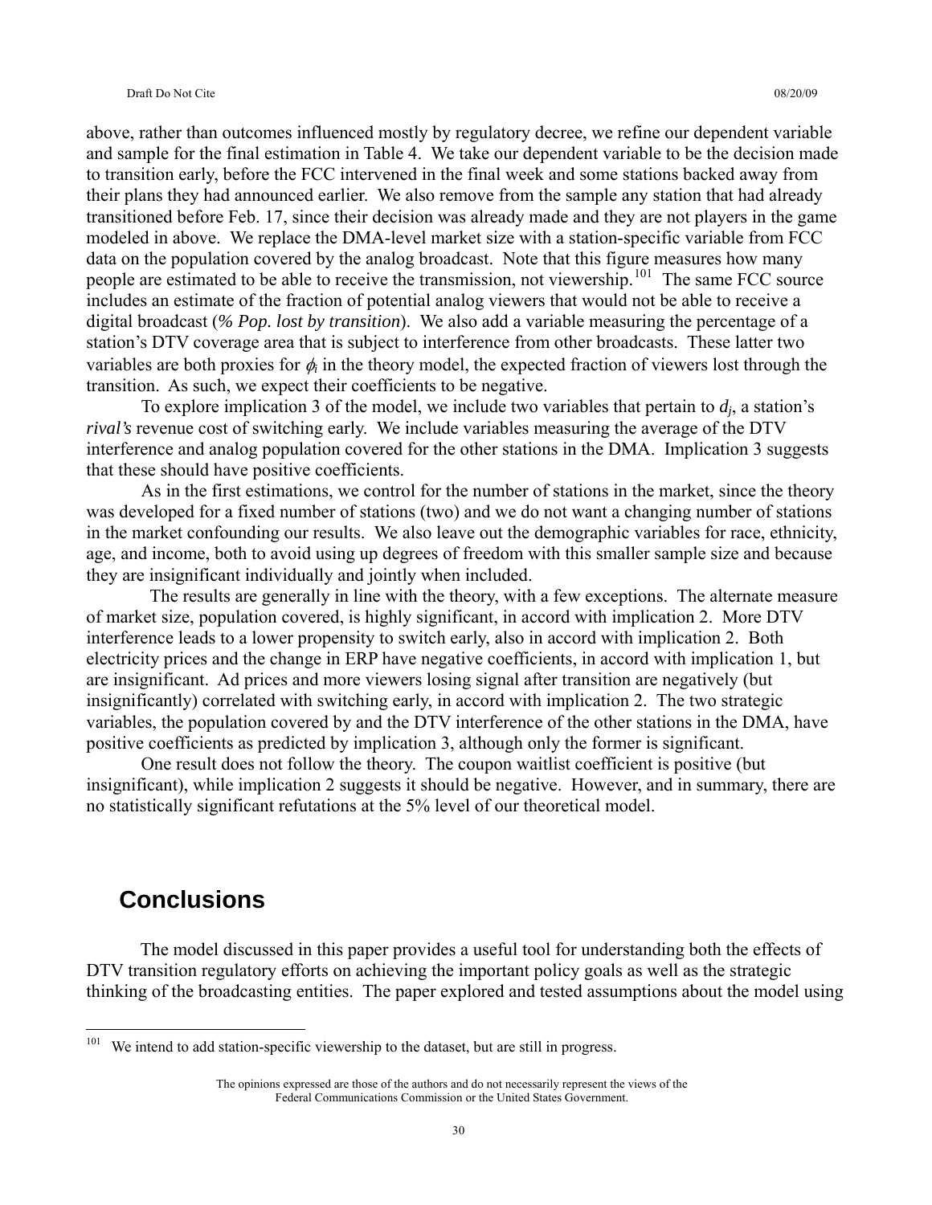above, rather than outcomes influenced mostly by regulatory decree, we refine our dependent variable and sample for the final estimation in Table 4. We take our dependent variable to be the decision made to transition early, before the FCC intervened in the final week and some stations backed away from their plans they had announced earlier. We also remove from the sample any station that had already transitioned before Feb. 17, since their decision was already made and they are not players in the game modeled in above. We replace the DMA-level market size with a station-specific variable from FCC data on the population covered by the analog broadcast. Note that this figure measures how many people are estimated to be able to receive the transmission, not viewership.[101] The same FCC source includes an estimate of the fraction of potential analog viewers that would not be able to receive a digital broadcast (*% Pop. lost by transition*). We also add a variable measuring the percentage of a station's DTV coverage area that is subject to interference from other broadcasts. These latter two variables are both proxies for $\phi_i$ in the theory model, the expected fraction of viewers lost through the transition. As such, we expect their coefficients to be negative.

To explore implication 3 of the model, we include two variables that pertain to $d_j$, a station's *rival's* revenue cost of switching early. We include variables measuring the average of the DTV interference and analog population covered for the other stations in the DMA. Implication 3 suggests that these should have positive coefficients.

As in the first estimations, we control for the number of stations in the market, since the theory was developed for a fixed number of stations (two) and we do not want a changing number of stations in the market confounding our results. We also leave out the demographic variables for race, ethnicity, age, and income, both to avoid using up degrees of freedom with this smaller sample size and because they are insignificant individually and jointly when included.

The results are generally in line with the theory, with a few exceptions. The alternate measure of market size, population covered, is highly significant, in accord with implication 2. More DTV interference leads to a lower propensity to switch early, also in accord with implication 2. Both electricity prices and the change in ERP have negative coefficients, in accord with implication 1, but are insignificant. Ad prices and more viewers losing signal after transition are negatively (but insignificantly) correlated with switching early, in accord with implication 2. The two strategic variables, the population covered by and the DTV interference of the other stations in the DMA, have positive coefficients as predicted by implication 3, although only the former is significant.

One result does not follow the theory. The coupon waitlist coefficient is positive (but insignificant), while implication 2 suggests it should be negative. However, and in summary, there are no statistically significant refutations at the 5% level of our theoretical model.

# Conclusions

The model discussed in this paper provides a useful tool for understanding both the effects of DTV transition regulatory efforts on achieving the important policy goals as well as the strategic thinking of the broadcasting entities. The paper explored and tested assumptions about the model using

[101] We intend to add station-specific viewership to the dataset, but are still in progress.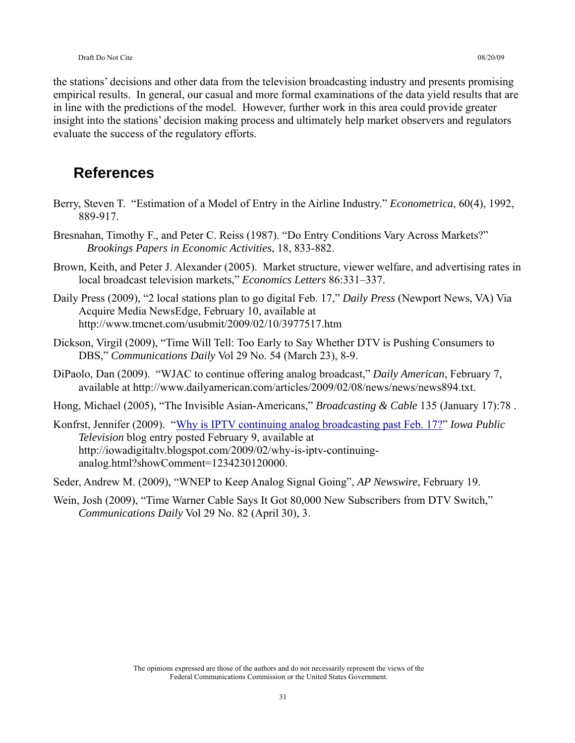the stations' decisions and other data from the television broadcasting industry and presents promising empirical results. In general, our casual and more formal examinations of the data yield results that are in line with the predictions of the model. However, further work in this area could provide greater insight into the stations' decision making process and ultimately help market observers and regulators evaluate the success of the regulatory efforts.

## References

Berry, Steven T. "Estimation of a Model of Entry in the Airline Industry." *Econometrica*, 60(4), 1992, 889-917.

Bresnahan, Timothy F., and Peter C. Reiss (1987). "Do Entry Conditions Vary Across Markets?" *Brookings Papers in Economic Activities*, 18, 833-882.

Brown, Keith, and Peter J. Alexander (2005). Market structure, viewer welfare, and advertising rates in local broadcast television markets," *Economics Letters* 86:331–337.

Daily Press (2009), "2 local stations plan to go digital Feb. 17," *Daily Press* (Newport News, VA) Via Acquire Media NewsEdge, February 10, available at http://www.tmcnet.com/usubmit/2009/02/10/3977517.htm

Dickson, Virgil (2009), "Time Will Tell: Too Early to Say Whether DTV is Pushing Consumers to DBS," *Communications Daily* Vol 29 No. 54 (March 23), 8-9.

DiPaolo, Dan (2009). "WJAC to continue offering analog broadcast," *Daily American*, February 7, available at http://www.dailyamerican.com/articles/2009/02/08/news/news/news894.txt.

Hong, Michael (2005), "The Invisible Asian-Americans," *Broadcasting & Cable* 135 (January 17):78 .

Konfrst, Jennifer (2009). "Why is IPTV continuing analog broadcasting past Feb. 17?" *Iowa Public Television* blog entry posted February 9, available at http://iowadigitaltv.blogspot.com/2009/02/why-is-iptv-continuing-analog.html?showComment=1234230120000.

Seder, Andrew M. (2009), "WNEP to Keep Analog Signal Going", *AP Newswire*, February 19.

Wein, Josh (2009), "Time Warner Cable Says It Got 80,000 New Subscribers from DTV Switch," *Communications Daily* Vol 29 No. 82 (April 30), 3.

The opinions expressed are those of the authors and do not necessarily represent the views of the Federal Communications Commission or the United States Government.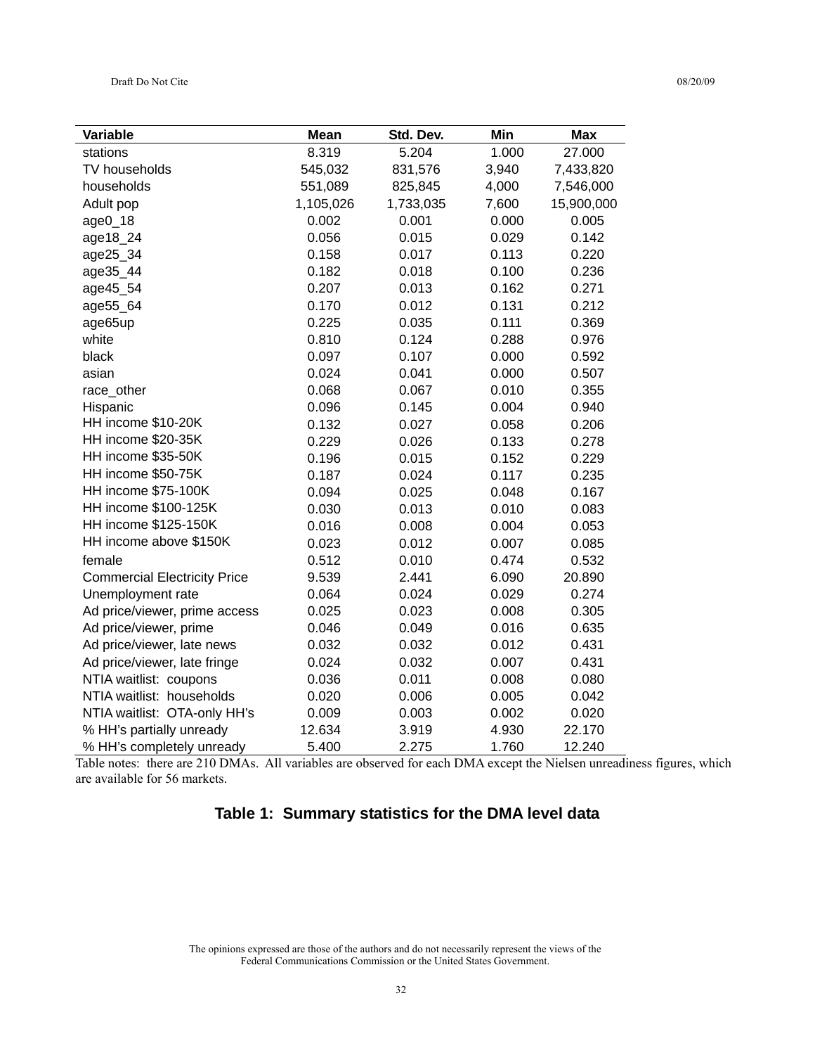| Variable | Mean | Std. Dev. | Min | Max |
|---|---|---|---|---|
| stations | 8.319 | 5.204 | 1.000 | 27.000 |
| TV households | 545,032 | 831,576 | 3,940 | 7,433,820 |
| households | 551,089 | 825,845 | 4,000 | 7,546,000 |
| Adult pop | 1,105,026 | 1,733,035 | 7,600 | 15,900,000 |
| age0_18 | 0.002 | 0.001 | 0.000 | 0.005 |
| age18_24 | 0.056 | 0.015 | 0.029 | 0.142 |
| age25_34 | 0.158 | 0.017 | 0.113 | 0.220 |
| age35_44 | 0.182 | 0.018 | 0.100 | 0.236 |
| age45_54 | 0.207 | 0.013 | 0.162 | 0.271 |
| age55_64 | 0.170 | 0.012 | 0.131 | 0.212 |
| age65up | 0.225 | 0.035 | 0.111 | 0.369 |
| white | 0.810 | 0.124 | 0.288 | 0.976 |
| black | 0.097 | 0.107 | 0.000 | 0.592 |
| asian | 0.024 | 0.041 | 0.000 | 0.507 |
| race_other | 0.068 | 0.067 | 0.010 | 0.355 |
| Hispanic | 0.096 | 0.145 | 0.004 | 0.940 |
| HH income $10-20K | 0.132 | 0.027 | 0.058 | 0.206 |
| HH income $20-35K | 0.229 | 0.026 | 0.133 | 0.278 |
| HH income $35-50K | 0.196 | 0.015 | 0.152 | 0.229 |
| HH income $50-75K | 0.187 | 0.024 | 0.117 | 0.235 |
| HH income $75-100K | 0.094 | 0.025 | 0.048 | 0.167 |
| HH income $100-125K | 0.030 | 0.013 | 0.010 | 0.083 |
| HH income $125-150K | 0.016 | 0.008 | 0.004 | 0.053 |
| HH income above $150K | 0.023 | 0.012 | 0.007 | 0.085 |
| female | 0.512 | 0.010 | 0.474 | 0.532 |
| Commercial Electricity Price | 9.539 | 2.441 | 6.090 | 20.890 |
| Unemployment rate | 0.064 | 0.024 | 0.029 | 0.274 |
| Ad price/viewer, prime access | 0.025 | 0.023 | 0.008 | 0.305 |
| Ad price/viewer, prime | 0.046 | 0.049 | 0.016 | 0.635 |
| Ad price/viewer, late news | 0.032 | 0.032 | 0.012 | 0.431 |
| Ad price/viewer, late fringe | 0.024 | 0.032 | 0.007 | 0.431 |
| NTIA waitlist: coupons | 0.036 | 0.011 | 0.008 | 0.080 |
| NTIA waitlist: households | 0.020 | 0.006 | 0.005 | 0.042 |
| NTIA waitlist: OTA-only HH's | 0.009 | 0.003 | 0.002 | 0.020 |
| % HH's partially unready | 12.634 | 3.919 | 4.930 | 22.170 |
| % HH's completely unready | 5.400 | 2.275 | 1.760 | 12.240 |

Table notes: there are 210 DMAs. All variables are observed for each DMA except the Nielsen unreadiness figures, which are available for 56 markets.

**Table 1: Summary statistics for the DMA level data**

The opinions expressed are those of the authors and do not necessarily represent the views of the Federal Communications Commission or the United States Government.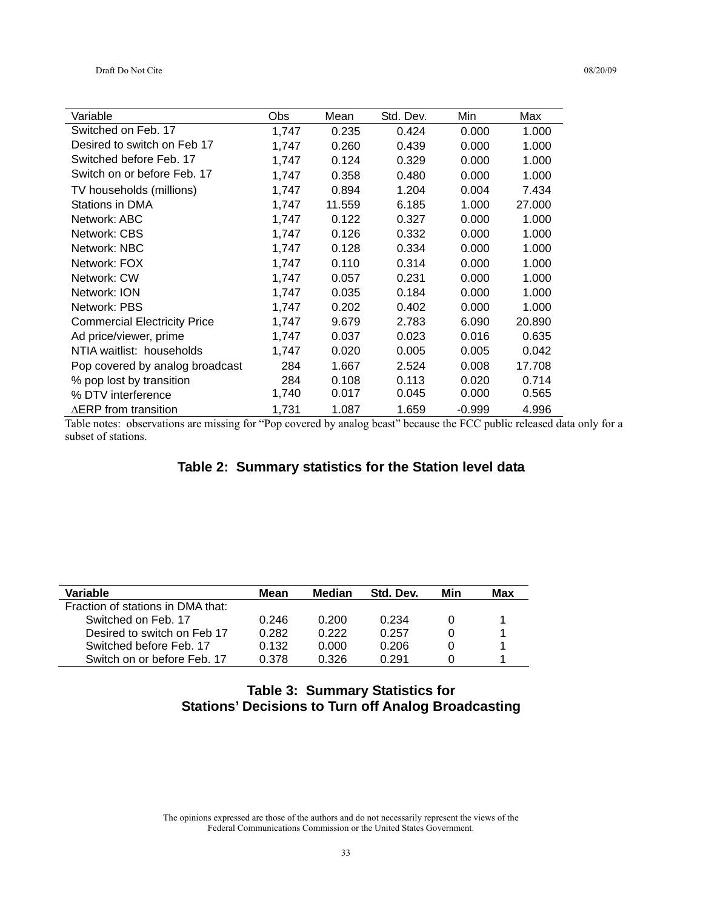| Variable | Obs | Mean | Std. Dev. | Min | Max |
|---|---|---|---|---|---|
| Switched on Feb. 17 | 1,747 | 0.235 | 0.424 | 0.000 | 1.000 |
| Desired to switch on Feb 17 | 1,747 | 0.260 | 0.439 | 0.000 | 1.000 |
| Switched before Feb. 17 | 1,747 | 0.124 | 0.329 | 0.000 | 1.000 |
| Switch on or before Feb. 17 | 1,747 | 0.358 | 0.480 | 0.000 | 1.000 |
| TV households (millions) | 1,747 | 0.894 | 1.204 | 0.004 | 7.434 |
| Stations in DMA | 1,747 | 11.559 | 6.185 | 1.000 | 27.000 |
| Network: ABC | 1,747 | 0.122 | 0.327 | 0.000 | 1.000 |
| Network: CBS | 1,747 | 0.126 | 0.332 | 0.000 | 1.000 |
| Network: NBC | 1,747 | 0.128 | 0.334 | 0.000 | 1.000 |
| Network: FOX | 1,747 | 0.110 | 0.314 | 0.000 | 1.000 |
| Network: CW | 1,747 | 0.057 | 0.231 | 0.000 | 1.000 |
| Network: ION | 1,747 | 0.035 | 0.184 | 0.000 | 1.000 |
| Network: PBS | 1,747 | 0.202 | 0.402 | 0.000 | 1.000 |
| Commercial Electricity Price | 1,747 | 9.679 | 2.783 | 6.090 | 20.890 |
| Ad price/viewer, prime | 1,747 | 0.037 | 0.023 | 0.016 | 0.635 |
| NTIA waitlist: households | 1,747 | 0.020 | 0.005 | 0.005 | 0.042 |
| Pop covered by analog broadcast | 284 | 1.667 | 2.524 | 0.008 | 17.708 |
| % pop lost by transition | 284 | 0.108 | 0.113 | 0.020 | 0.714 |
| % DTV interference | 1,740 | 0.017 | 0.045 | 0.000 | 0.565 |
| ∆ERP from transition | 1,731 | 1.087 | 1.659 | -0.999 | 4.996 |

Table notes: observations are missing for "Pop covered by analog bcast" because the FCC public released data only for a subset of stations.

**Table 2: Summary statistics for the Station level data**

| Variable | Mean | Median | Std. Dev. | Min | Max |
|---|---|---|---|---|---|
| Fraction of stations in DMA that: | | | | | |
| Switched on Feb. 17 | 0.246 | 0.200 | 0.234 | 0 | 1 |
| Desired to switch on Feb 17 | 0.282 | 0.222 | 0.257 | 0 | 1 |
| Switched before Feb. 17 | 0.132 | 0.000 | 0.206 | 0 | 1 |
| Switch on or before Feb. 17 | 0.378 | 0.326 | 0.291 | 0 | 1 |

**Table 3: Summary Statistics for Stations' Decisions to Turn off Analog Broadcasting**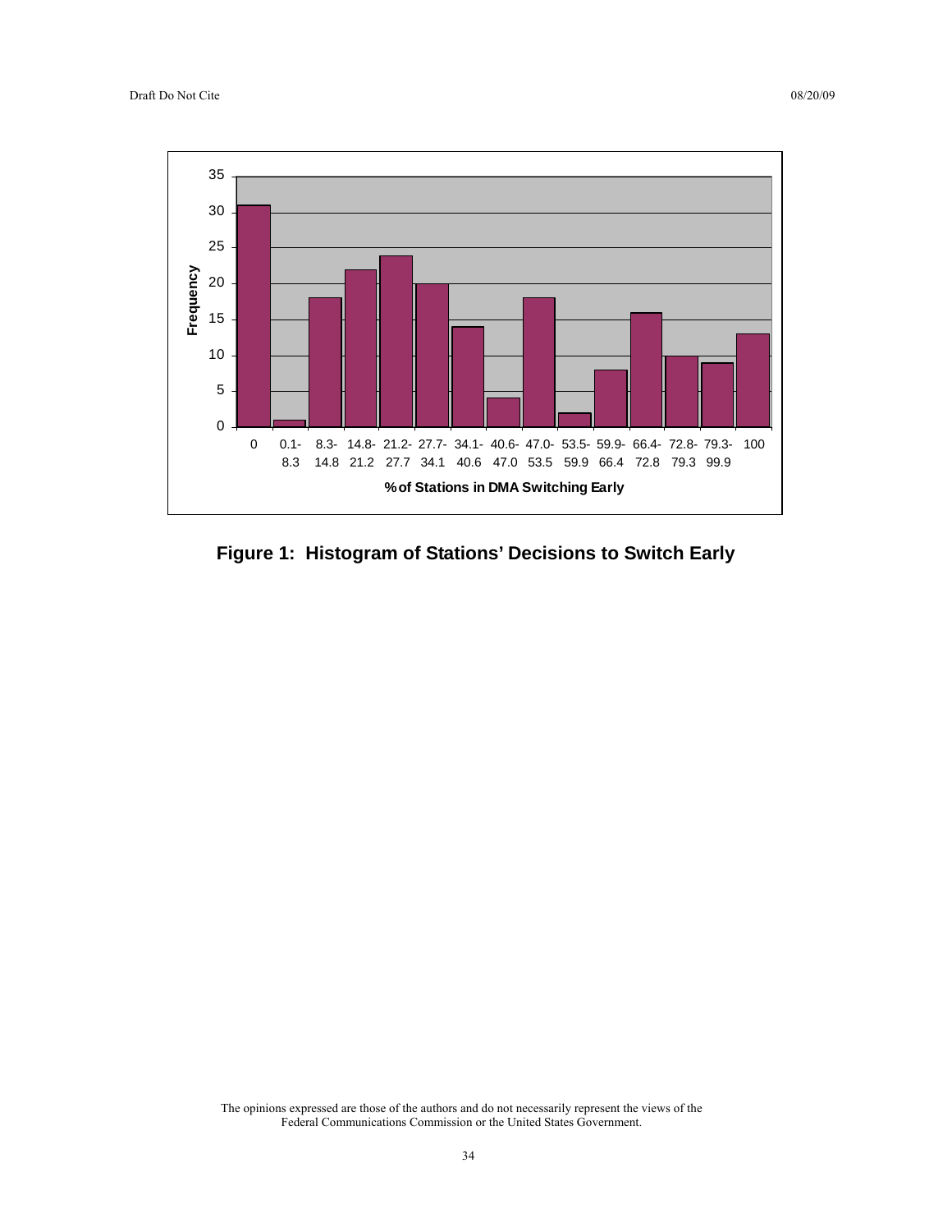Figure 1: Histogram of Stations' Decisions to Switch Early

The opinions expressed are those of the authors and do not necessarily represent the views of the Federal Communications Commission or the United States Government.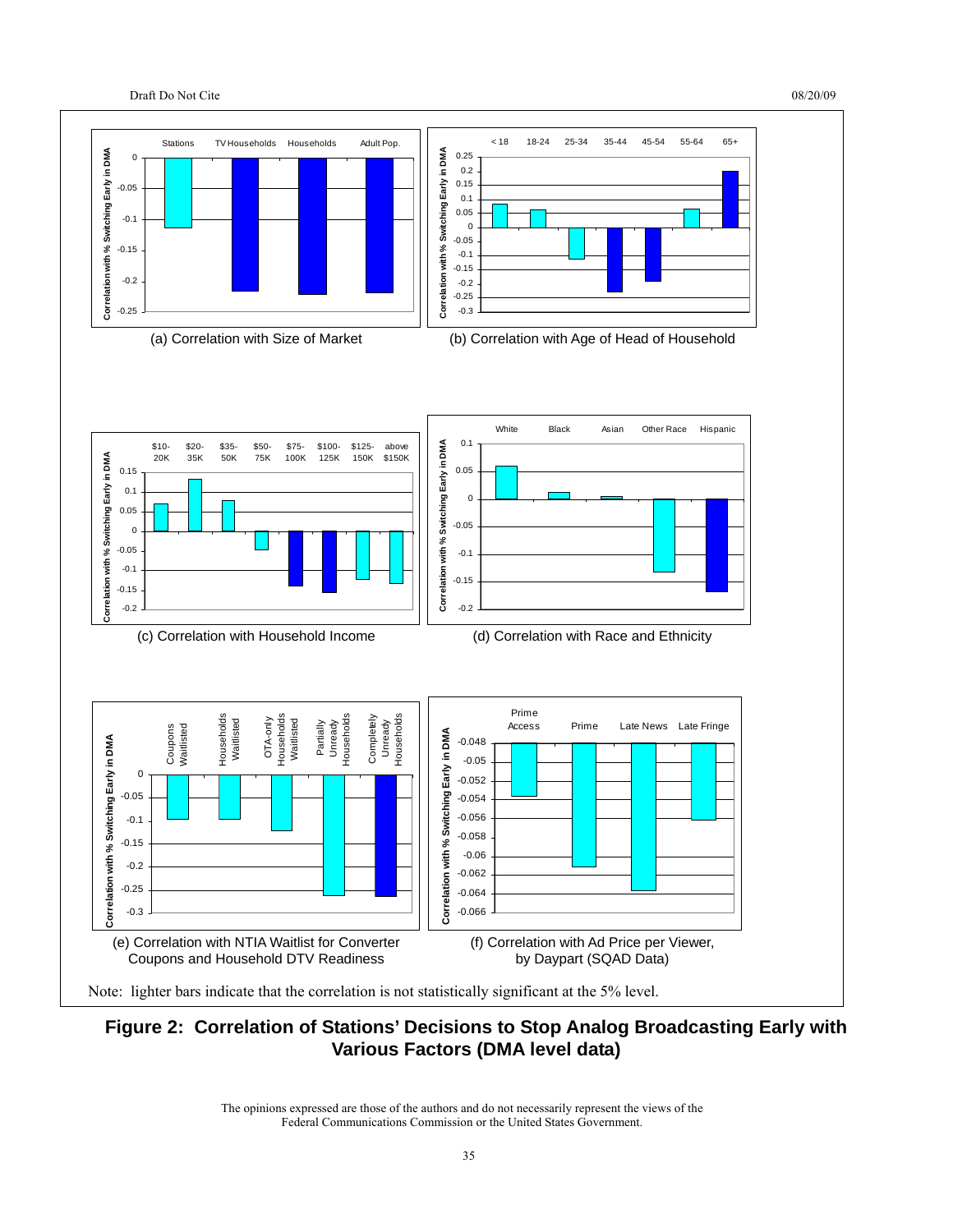(a) Correlation with Size of Market

(b) Correlation with Age of Head of Household

(c) Correlation with Household Income

(d) Correlation with Race and Ethnicity

(e) Correlation with NTIA Waitlist for Converter Coupons and Household DTV Readiness

(f) Correlation with Ad Price per Viewer, by Daypart (SQAD Data)

Note: lighter bars indicate that the correlation is not statistically significant at the 5% level.

**Figure 2: Correlation of Stations' Decisions to Stop Analog Broadcasting Early with Various Factors (DMA level data)**

The opinions expressed are those of the authors and do not necessarily represent the views of the Federal Communications Commission or the United States Government.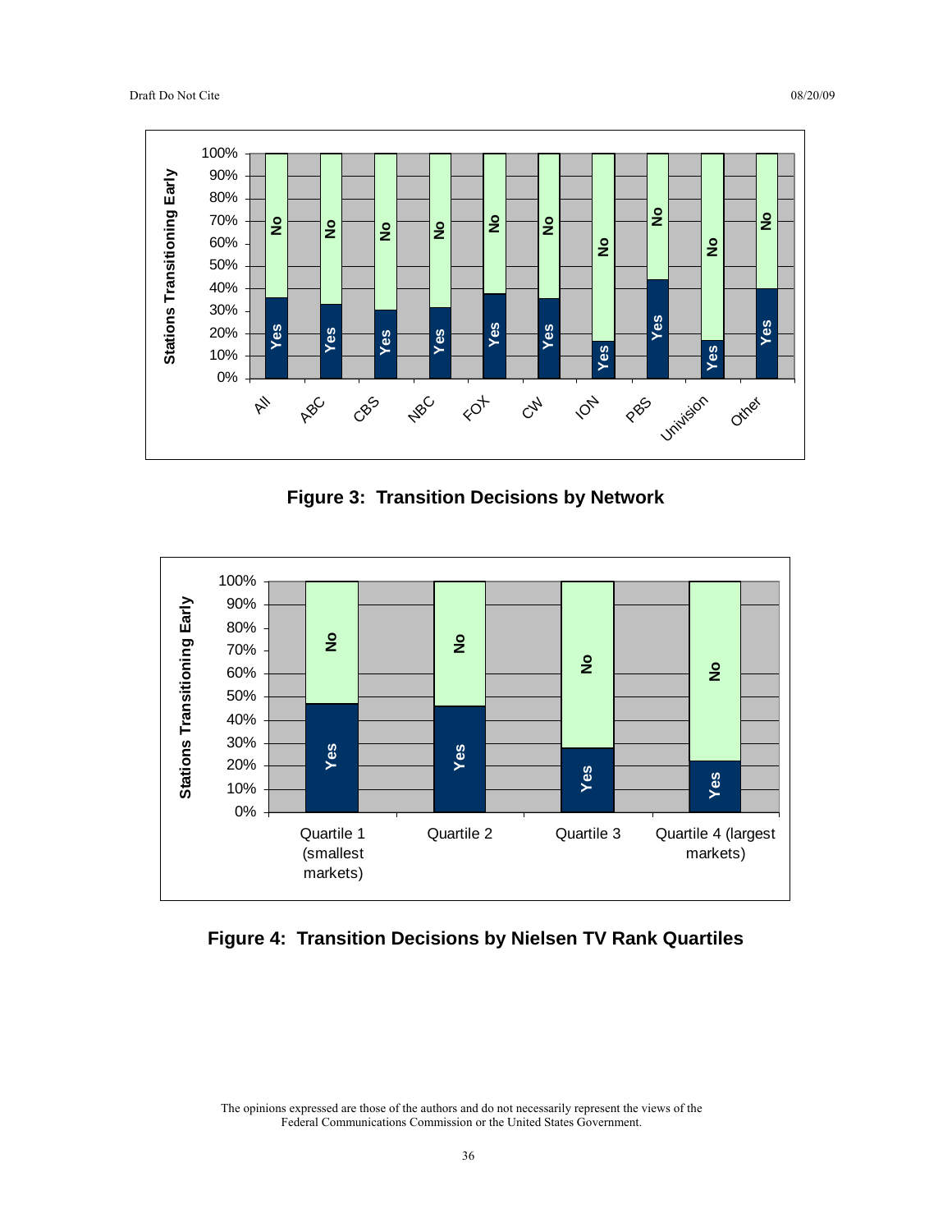Figure 3: Transition Decisions by Network

Figure 4: Transition Decisions by Nielsen TV Rank Quartiles

The opinions expressed are those of the authors and do not necessarily represent the views of the Federal Communications Commission or the United States Government.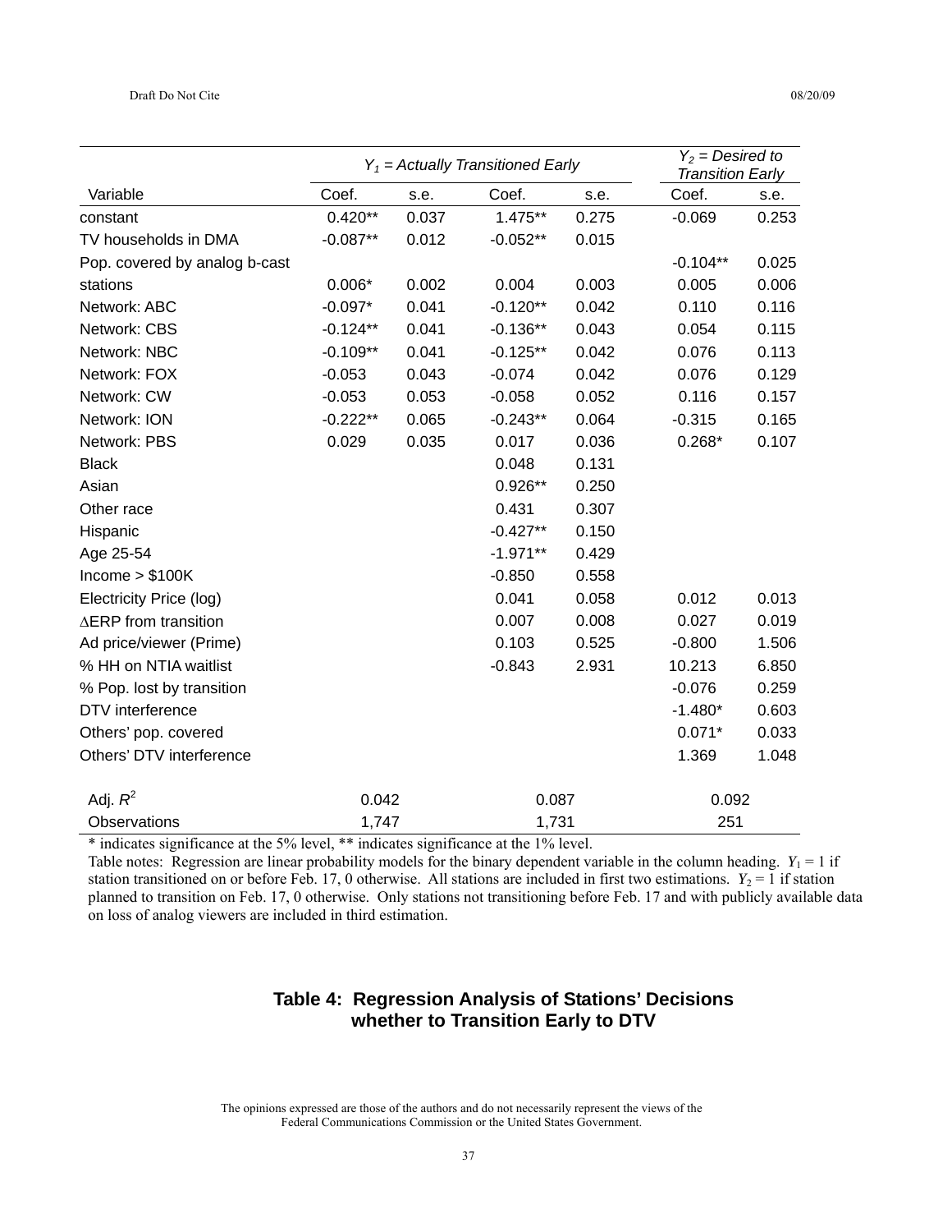| | $Y_1$ = *Actually Transitioned Early* | | | | $Y_2$ = *Desired to Transition Early* | |
|---|---|---|---|---|---|---|
| Variable | Coef. | s.e. | Coef. | s.e. | Coef. | s.e. |
| constant | 0.420** | 0.037 | 1.475** | 0.275 | -0.069 | 0.253 |
| TV households in DMA | -0.087** | 0.012 | -0.052** | 0.015 | | |
| Pop. covered by analog b-cast | | | | | -0.104** | 0.025 |
| stations | 0.006* | 0.002 | 0.004 | 0.003 | 0.005 | 0.006 |
| Network: ABC | -0.097* | 0.041 | -0.120** | 0.042 | 0.110 | 0.116 |
| Network: CBS | -0.124** | 0.041 | -0.136** | 0.043 | 0.054 | 0.115 |
| Network: NBC | -0.109** | 0.041 | -0.125** | 0.042 | 0.076 | 0.113 |
| Network: FOX | -0.053 | 0.043 | -0.074 | 0.042 | 0.076 | 0.129 |
| Network: CW | -0.053 | 0.053 | -0.058 | 0.052 | 0.116 | 0.157 |
| Network: ION | -0.222** | 0.065 | -0.243** | 0.064 | -0.315 | 0.165 |
| Network: PBS | 0.029 | 0.035 | 0.017 | 0.036 | 0.268* | 0.107 |
| Black | | | 0.048 | 0.131 | | |
| Asian | | | 0.926** | 0.250 | | |
| Other race | | | 0.431 | 0.307 | | |
| Hispanic | | | -0.427** | 0.150 | | |
| Age 25-54 | | | -1.971** | 0.429 | | |
| Income > $100K | | | -0.850 | 0.558 | | |
| Electricity Price (log) | | | 0.041 | 0.058 | 0.012 | 0.013 |
| ΔERP from transition | | | 0.007 | 0.008 | 0.027 | 0.019 |
| Ad price/viewer (Prime) | | | 0.103 | 0.525 | -0.800 | 1.506 |
| % HH on NTIA waitlist | | | -0.843 | 2.931 | 10.213 | 6.850 |
| % Pop. lost by transition | | | | | -0.076 | 0.259 |
| DTV interference | | | | | -1.480* | 0.603 |
| Others' pop. covered | | | | | 0.071* | 0.033 |
| Others' DTV interference | | | | | 1.369 | 1.048 |
| Adj. $R^2$ | 0.042 | | 0.087 | | 0.092 | |
| Observations | 1,747 | | 1,731 | | 251 | |

* indicates significance at the 5% level, ** indicates significance at the 1% level.

Table notes: Regression are linear probability models for the binary dependent variable in the column heading. $Y_1 = 1$ if station transitioned on or before Feb. 17, 0 otherwise. All stations are included in first two estimations. $Y_2 = 1$ if station planned to transition on Feb. 17, 0 otherwise. Only stations not transitioning before Feb. 17 and with publicly available data on loss of analog viewers are included in third estimation.

**Table 4: Regression Analysis of Stations' Decisions whether to Transition Early to DTV**

The opinions expressed are those of the authors and do not necessarily represent the views of the Federal Communications Commission or the United States Government.